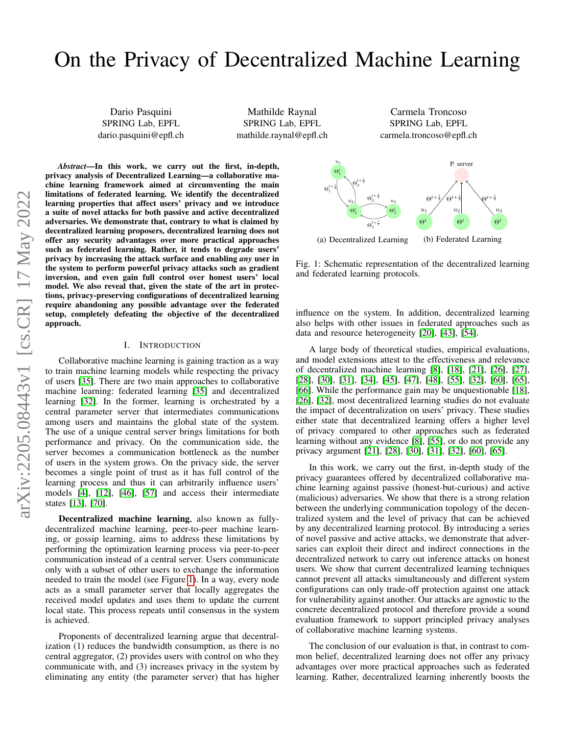# On the Privacy of Decentralized Machine Learning

Dario Pasquini
SPRING Lab, EPFL
dario.pasquini@epfl.ch

Mathilde Raynal
SPRING Lab, EPFL
mathilde.raynal@epfl.ch

Carmela Troncoso
SPRING Lab, EPFL
carmela.troncoso@epfl.ch

***Abstract*—In this work, we carry out the first, in-depth, privacy analysis of Decentralized Learning—a collaborative machine learning framework aimed at circumventing the main limitations of federated learning. We identify the decentralized learning properties that affect users' privacy and we introduce a suite of novel attacks for both passive and active decentralized adversaries. We demonstrate that, contrary to what is claimed by decentralized learning proposers, decentralized learning does not offer any security advantages over more practical approaches such as federated learning. Rather, it tends to degrade users' privacy by increasing the attack surface and enabling *any* user in the system to perform powerful privacy attacks such as gradient inversion, and even gain full control over honest users' local model. We also reveal that, given the state of the art in protections, privacy-preserving configurations of decentralized learning require abandoning any possible advantage over the federated setup, completely defeating the objective of the decentralized approach.**

## I. Introduction

Collaborative machine learning is gaining traction as a way to train machine learning models while respecting the privacy of users [35]. There are two main approaches to collaborative machine learning: federated learning [35] and decentralized learning [32]. In the former, learning is orchestrated by a central parameter server that intermediates communications among users and maintains the global state of the system. The use of a unique central server brings limitations for both performance and privacy. On the communication side, the server becomes a communication bottleneck as the number of users in the system grows. On the privacy side, the server becomes a single point of trust as it has full control of the learning process and thus it can arbitrarily influence users' models [4], [12], [46], [57] and access their intermediate states [13], [70].

**Decentralized machine learning**, also known as fully-decentralized machine learning, peer-to-peer machine learning, or gossip learning, aims to address these limitations by performing the optimization learning process via peer-to-peer communication instead of a central server. Users communicate only with a subset of other users to exchange the information needed to train the model (see Figure 1). In a way, every node acts as a small parameter server that locally aggregates the received model updates and uses them to update the current local state. This process repeats until consensus in the system is achieved.

Proponents of decentralized learning argue that decentralization (1) reduces the bandwidth consumption, as there is no central aggregator, (2) provides users with control on who they communicate with, and (3) increases privacy in the system by eliminating any entity (the parameter server) that has higher influence on the system. In addition, decentralized learning also helps with other issues in federated approaches such as data and resource heterogeneity [20], [43], [54].

(a) Decentralized Learning (b) Federated Learning

Fig. 1: Schematic representation of the decentralized learning and federated learning protocols.

A large body of theoretical studies, empirical evaluations, and model extensions attest to the effectiveness and relevance of decentralized machine learning [8], [18], [21], [26], [27], [28], [30], [31], [34], [45], [47], [48], [55], [32], [60], [65], [66]. While the performance gain may be unquestionable [18], [26], [32], most decentralized learning studies do not evaluate the impact of decentralization on users' privacy. These studies either state that decentralized learning offers a higher level of privacy compared to other approaches such as federated learning without any evidence [8], [55], or do not provide any privacy argument [21], [28], [30], [31], [32], [60], [65].

In this work, we carry out the first, in-depth study of the privacy guarantees offered by decentralized collaborative machine learning against passive (honest-but-curious) and active (malicious) adversaries. We show that there is a strong relation between the underlying communication topology of the decentralized system and the level of privacy that can be achieved by any decentralized learning protocol. By introducing a series of novel passive and active attacks, we demonstrate that adversaries can exploit their direct and indirect connections in the decentralized network to carry out inference attacks on honest users. We show that current decentralized learning techniques cannot prevent all attacks simultaneously and different system configurations can only trade-off protection against one attack for vulnerability against another. Our attacks are agnostic to the concrete decentralized protocol and therefore provide a sound evaluation framework to support principled privacy analyses of collaborative machine learning systems.

The conclusion of our evaluation is that, in contrast to common belief, decentralized learning does not offer any privacy advantages over more practical approaches such as federated learning. Rather, decentralized learning inherently boosts the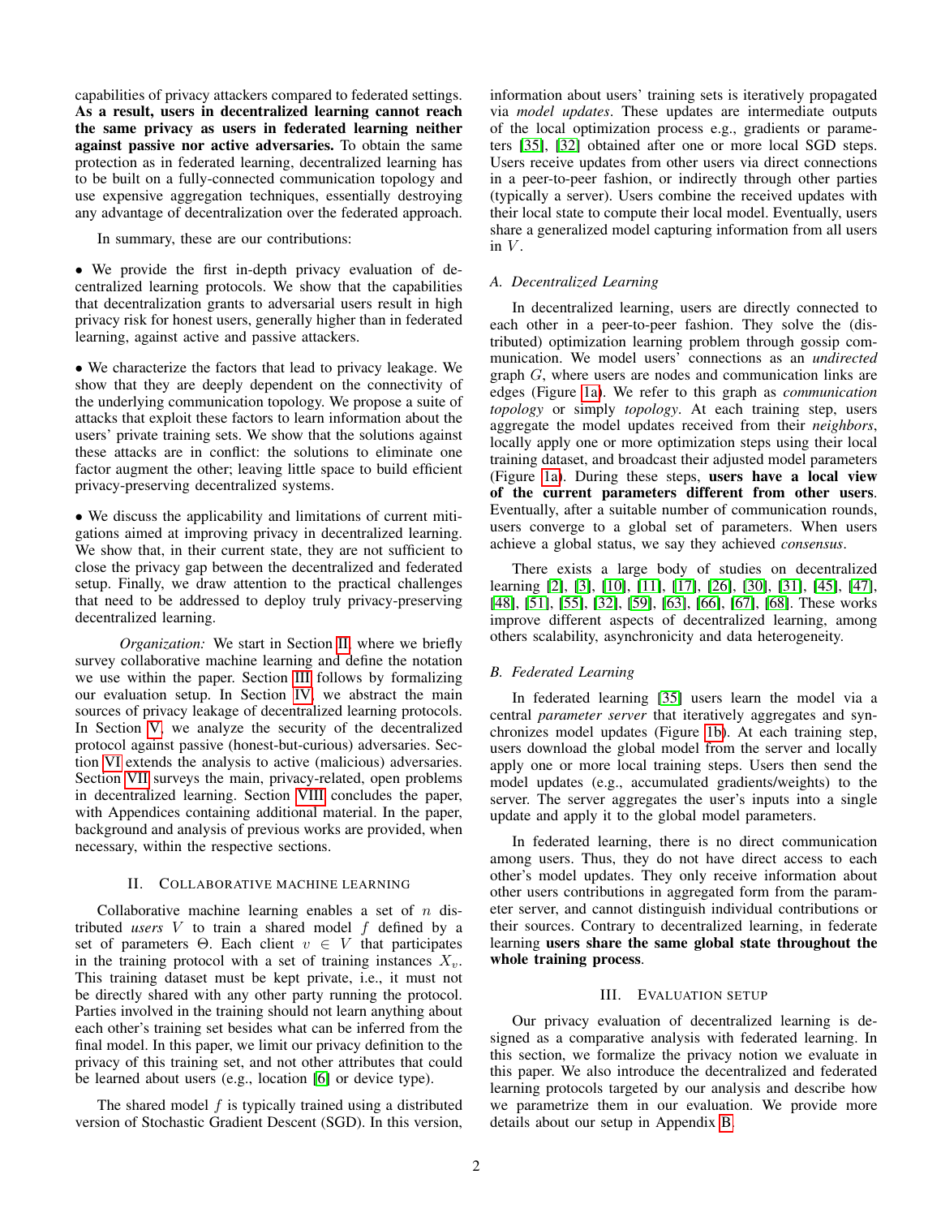capabilities of privacy attackers compared to federated settings. **As a result, users in decentralized learning cannot reach the same privacy as users in federated learning neither against passive nor active adversaries.** To obtain the same protection as in federated learning, decentralized learning has to be built on a fully-connected communication topology and use expensive aggregation techniques, essentially destroying any advantage of decentralization over the federated approach.

In summary, these are our contributions:

• We provide the first in-depth privacy evaluation of decentralized learning protocols. We show that the capabilities that decentralization grants to adversarial users result in high privacy risk for honest users, generally higher than in federated learning, against active and passive attackers.

• We characterize the factors that lead to privacy leakage. We show that they are deeply dependent on the connectivity of the underlying communication topology. We propose a suite of attacks that exploit these factors to learn information about the users' private training sets. We show that the solutions against these attacks are in conflict: the solutions to eliminate one factor augment the other; leaving little space to build efficient privacy-preserving decentralized systems.

• We discuss the applicability and limitations of current mitigations aimed at improving privacy in decentralized learning. We show that, in their current state, they are not sufficient to close the privacy gap between the decentralized and federated setup. Finally, we draw attention to the practical challenges that need to be addressed to deploy truly privacy-preserving decentralized learning.

*Organization:* We start in Section II, where we briefly survey collaborative machine learning and define the notation we use within the paper. Section III follows by formalizing our evaluation setup. In Section IV, we abstract the main sources of privacy leakage of decentralized learning protocols. In Section V, we analyze the security of the decentralized protocol against passive (honest-but-curious) adversaries. Section VI extends the analysis to active (malicious) adversaries. Section VII surveys the main, privacy-related, open problems in decentralized learning. Section VIII concludes the paper, with Appendices containing additional material. In the paper, background and analysis of previous works are provided, when necessary, within the respective sections.

## II. Collaborative Machine Learning

Collaborative machine learning enables a set of $n$ distributed *users* $V$ to train a shared model $f$ defined by a set of parameters $\Theta$. Each client $v \in V$ that participates in the training protocol with a set of training instances $X_v$. This training dataset must be kept private, i.e., it must not be directly shared with any other party running the protocol. Parties involved in the training should not learn anything about each other's training set besides what can be inferred from the final model. In this paper, we limit our privacy definition to the privacy of this training set, and not other attributes that could be learned about users (e.g., location [6] or device type).

The shared model $f$ is typically trained using a distributed version of Stochastic Gradient Descent (SGD). In this version, information about users' training sets is iteratively propagated via *model updates*. These updates are intermediate outputs of the local optimization process e.g., gradients or parameters [35], [32] obtained after one or more local SGD steps. Users receive updates from other users via direct connections in a peer-to-peer fashion, or indirectly through other parties (typically a server). Users combine the received updates with their local state to compute their local model. Eventually, users share a generalized model capturing information from all users in $V$.

### A. Decentralized Learning

In decentralized learning, users are directly connected to each other in a peer-to-peer fashion. They solve the (distributed) optimization learning problem through gossip communication. We model users' connections as an *undirected* graph $G$, where users are nodes and communication links are edges (Figure 1a). We refer to this graph as *communication topology* or simply *topology*. At each training step, users aggregate the model updates received from their *neighbors*, locally apply one or more optimization steps using their local training dataset, and broadcast their adjusted model parameters (Figure 1a). During these steps, **users have a local view of the current parameters different from other users**. Eventually, after a suitable number of communication rounds, users converge to a global set of parameters. When users achieve a global status, we say they achieved *consensus*.

There exists a large body of studies on decentralized learning [2], [3], [10], [11], [17], [26], [30], [31], [45], [47], [48], [51], [55], [32], [59], [63], [66], [67], [68]. These works improve different aspects of decentralized learning, among others scalability, asynchronicity and data heterogeneity.

### B. Federated Learning

In federated learning [35] users learn the model via a central *parameter server* that iteratively aggregates and synchronizes model updates (Figure 1b). At each training step, users download the global model from the server and locally apply one or more local training steps. Users then send the model updates (e.g., accumulated gradients/weights) to the server. The server aggregates the user's inputs into a single update and apply it to the global model parameters.

In federated learning, there is no direct communication among users. Thus, they do not have direct access to each other's model updates. They only receive information about other users contributions in aggregated form from the parameter server, and cannot distinguish individual contributions or their sources. Contrary to decentralized learning, in federate learning **users share the same global state throughout the whole training process**.

## III. Evaluation Setup

Our privacy evaluation of decentralized learning is designed as a comparative analysis with federated learning. In this section, we formalize the privacy notion we evaluate in this paper. We also introduce the decentralized and federated learning protocols targeted by our analysis and describe how we parametrize them in our evaluation. We provide more details about our setup in Appendix B.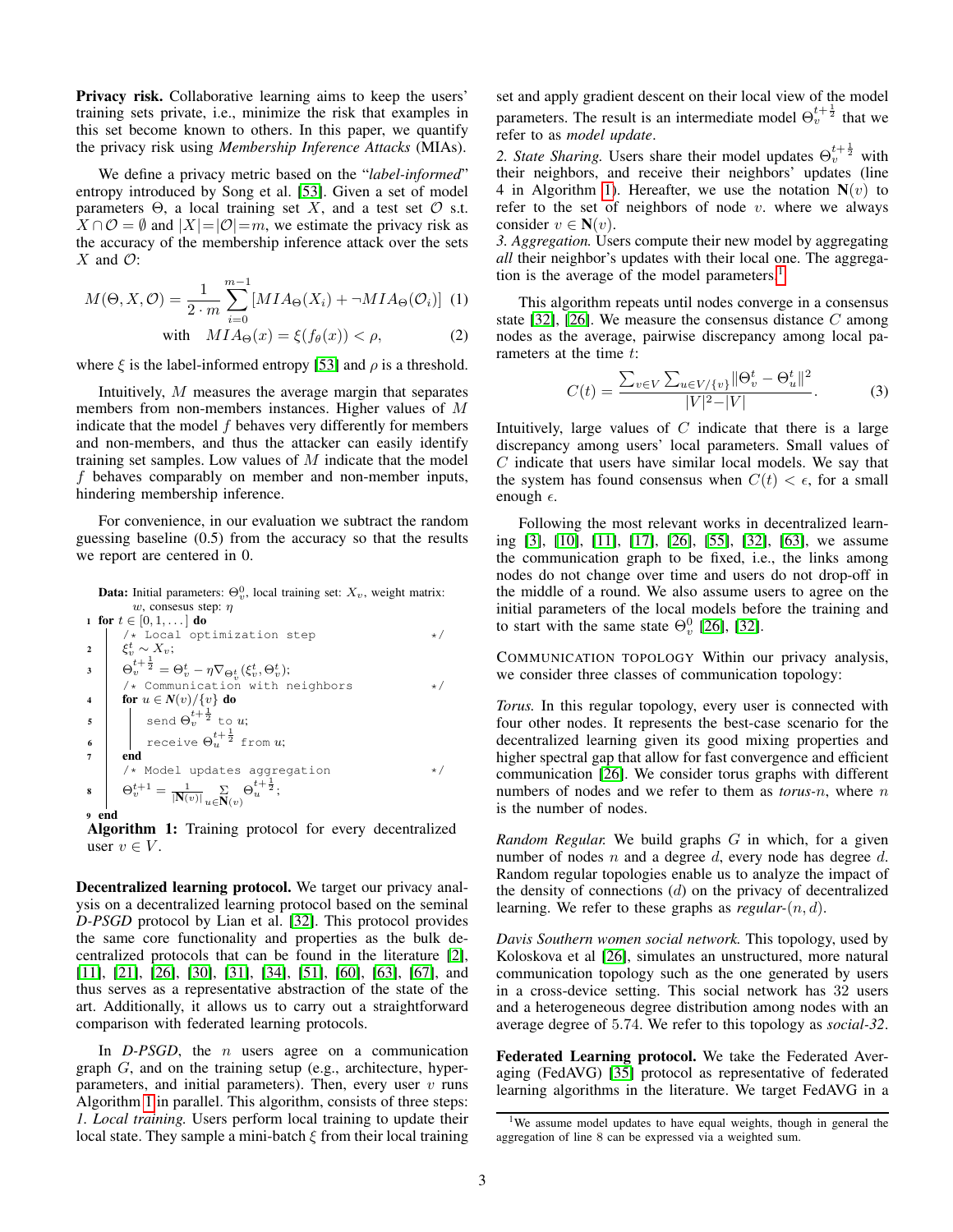**Privacy risk.** Collaborative learning aims to keep the users' training sets private, i.e., minimize the risk that examples in this set become known to others. In this paper, we quantify the privacy risk using *Membership Inference Attacks* (MIAs).

We define a privacy metric based on the "*label-informed*" entropy introduced by Song et al. [53]. Given a set of model parameters $\Theta$, a local training set $X$, and a test set $\mathcal{O}$ s.t. $X \cap \mathcal{O} = \emptyset$ and $|X| = |\mathcal{O}| = m$, we estimate the privacy risk as the accuracy of the membership inference attack over the sets $X$ and $\mathcal{O}$:

$$M(\Theta, X, \mathcal{O}) = \frac{1}{2 \cdot m} \sum_{i=0}^{m-1} [MIA_{\Theta}(X_i) + \neg MIA_{\Theta}(\mathcal{O}_i)] \quad (1)$$

$$\text{with} \quad MIA_{\Theta}(x) = \xi(f_{\theta}(x)) < \rho, \quad (2)$$

where $\xi$ is the label-informed entropy [53] and $\rho$ is a threshold.

Intuitively, $M$ measures the average margin that separates members from non-members instances. Higher values of $M$ indicate that the model $f$ behaves very differently for members and non-members, and thus the attacker can easily identify training set samples. Low values of $M$ indicate that the model $f$ behaves comparably on member and non-member inputs, hindering membership inference.

For convenience, in our evaluation we subtract the random guessing baseline (0.5) from the accuracy so that the results we report are centered in 0.

```
Data: Initial parameters: Θ_v^0, local training set: X_v, weight matrix:
      w, consesus step: η
1 for t ∈ [0, 1, ...] do
      /* Local optimization step                                  */
2     ξ_v^t ~ X_v;
3     Θ_v^{t+1/2} = Θ_v^t − η∇_{Θ_v^t}(ξ_v^t, Θ_v^t);
      /* Communication with neighbors                             */
4     for u ∈ N(v)/{v} do
5         send Θ_v^{t+1/2} to u;
6         receive Θ_u^{t+1/2} from u;
7     end
      /* Model updates aggregation                                */
8     Θ_v^{t+1} = 1/|N(v)| Σ_{u∈N(v)} Θ_u^{t+1/2};
9 end
```

**Algorithm 1:** Training protocol for every decentralized user $v \in V$.

**Decentralized learning protocol.** We target our privacy analysis on a decentralized learning protocol based on the seminal *D-PSGD* protocol by Lian et al. [32]. This protocol provides the same core functionality and properties as the bulk decentralized protocols that can be found in the literature [2], [11], [21], [26], [30], [31], [34], [51], [60], [63], [67], and thus serves as a representative abstraction of the state of the art. Additionally, it allows us to carry out a straightforward comparison with federated learning protocols.

In *D-PSGD*, the $n$ users agree on a communication graph $G$, and on the training setup (e.g., architecture, hyperparameters, and initial parameters). Then, every user $v$ runs Algorithm 1 in parallel. This algorithm, consists of three steps:
*1. Local training.* Users perform local training to update their local state. They sample a mini-batch $\xi$ from their local training set and apply gradient descent on their local view of the model parameters. The result is an intermediate model $\Theta_v^{t+\frac{1}{2}}$ that we refer to as *model update*.
*2. State Sharing.* Users share their model updates $\Theta_v^{t+\frac{1}{2}}$ with their neighbors, and receive their neighbors' updates (line 4 in Algorithm 1). Hereafter, we use the notation $\mathbf{N}(v)$ to refer to the set of neighbors of node $v$. where we always consider $v \in \mathbf{N}(v)$.
*3. Aggregation.* Users compute their new model by aggregating *all* their neighbor's updates with their local one. The aggregation is the average of the model parameters.[1]

This algorithm repeats until nodes converge in a consensus state [32], [26]. We measure the consensus distance $C$ among nodes as the average, pairwise discrepancy among local parameters at the time $t$:

$$C(t) = \frac{\sum_{v \in V} \sum_{u \in V/\{v\}} \|\Theta_v^t - \Theta_u^t\|^2}{|V|^2 - |V|}. \quad (3)$$

Intuitively, large values of $C$ indicate that there is a large discrepancy among users' local parameters. Small values of $C$ indicate that users have similar local models. We say that the system has found consensus when $C(t) < \epsilon$, for a small enough $\epsilon$.

Following the most relevant works in decentralized learning [3], [10], [11], [17], [26], [55], [32], [63], we assume the communication graph to be fixed, i.e., the links among nodes do not change over time and users do not drop-off in the middle of a round. We also assume users to agree on the initial parameters of the local models before the training and to start with the same state $\Theta_v^0$ [26], [32].

COMMUNICATION TOPOLOGY Within our privacy analysis, we consider three classes of communication topology:

*Torus.* In this regular topology, every user is connected with four other nodes. It represents the best-case scenario for the decentralized learning given its good mixing properties and higher spectral gap that allow for fast convergence and efficient communication [26]. We consider torus graphs with different numbers of nodes and we refer to them as *torus-n*, where $n$ is the number of nodes.

*Random Regular.* We build graphs $G$ in which, for a given number of nodes $n$ and a degree $d$, every node has degree $d$. Random regular topologies enable us to analyze the impact of the density of connections ($d$) on the privacy of decentralized learning. We refer to these graphs as *regular*-$(n, d)$.

*Davis Southern women social network.* This topology, used by Koloskova et al [26], simulates an unstructured, more natural communication topology such as the one generated by users in a cross-device setting. This social network has 32 users and a heterogeneous degree distribution among nodes with an average degree of 5.74. We refer to this topology as *social-32*.

**Federated Learning protocol.** We take the Federated Averaging (FedAVG) [35] protocol as representative of federated learning algorithms in the literature. We target FedAVG in a

[1] We assume model updates to have equal weights, though in general the aggregation of line 8 can be expressed via a weighted sum.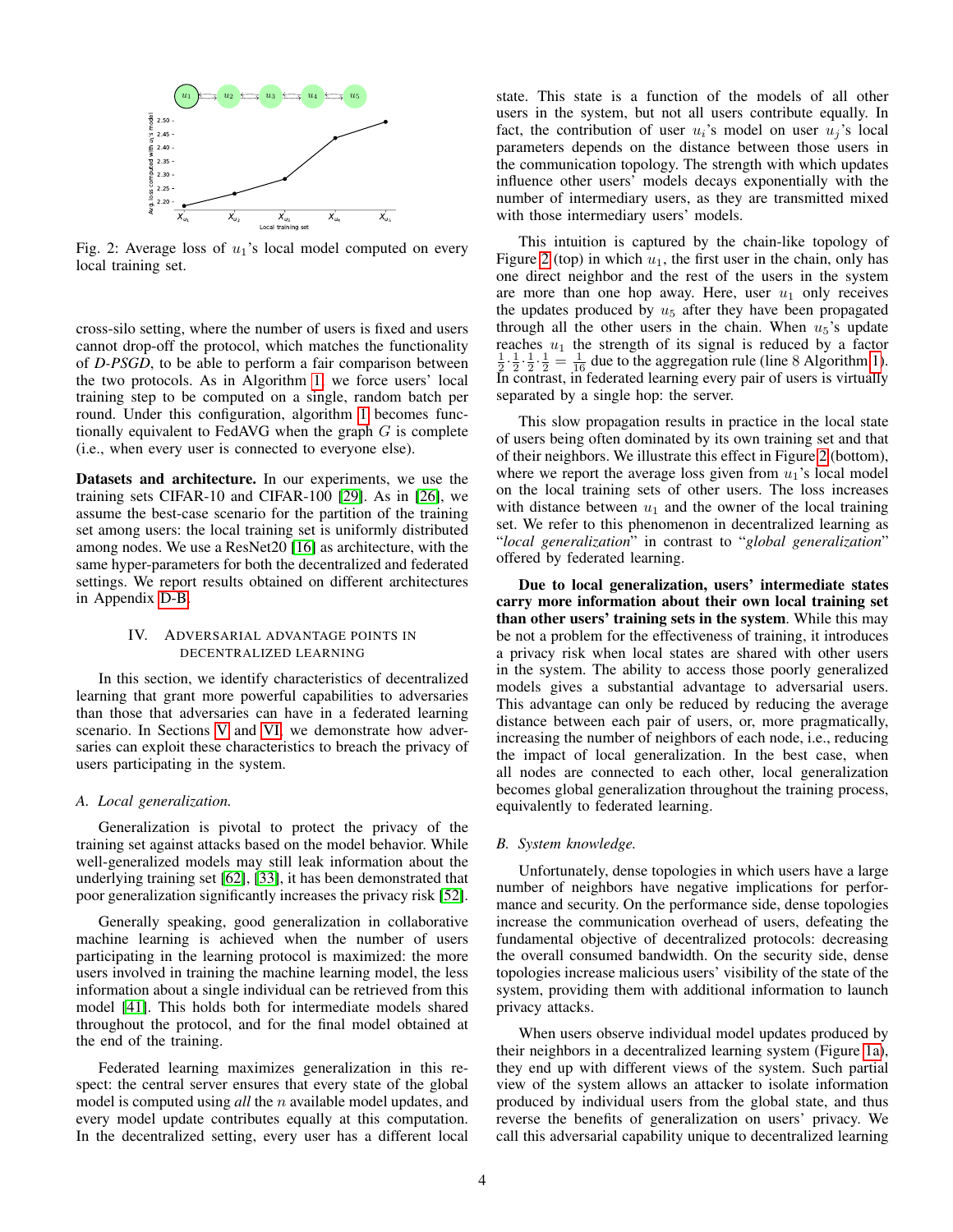Fig. 2: Average loss of $u_1$'s local model computed on every local training set.

cross-silo setting, where the number of users is fixed and users cannot drop-off the protocol, which matches the functionality of *D-PSGD*, to be able to perform a fair comparison between the two protocols. As in Algorithm 1, we force users' local training step to be computed on a single, random batch per round. Under this configuration, algorithm 1 becomes functionally equivalent to FedAVG when the graph $G$ is complete (i.e., when every user is connected to everyone else).

**Datasets and architecture.** In our experiments, we use the training sets CIFAR-10 and CIFAR-100 [29]. As in [26], we assume the best-case scenario for the partition of the training set among users: the local training set is uniformly distributed among nodes. We use a ResNet20 [16] as architecture, with the same hyper-parameters for both the decentralized and federated settings. We report results obtained on different architectures in Appendix D-B.

## IV. Adversarial advantage points in decentralized learning

In this section, we identify characteristics of decentralized learning that grant more powerful capabilities to adversaries than those that adversaries can have in a federated learning scenario. In Sections V and VI, we demonstrate how adversaries can exploit these characteristics to breach the privacy of users participating in the system.

### A. Local generalization.

Generalization is pivotal to protect the privacy of the training set against attacks based on the model behavior. While well-generalized models may still leak information about the underlying training set [62], [33], it has been demonstrated that poor generalization significantly increases the privacy risk [52].

Generally speaking, good generalization in collaborative machine learning is achieved when the number of users participating in the learning protocol is maximized: the more users involved in training the machine learning model, the less information about a single individual can be retrieved from this model [41]. This holds both for intermediate models shared throughout the protocol, and for the final model obtained at the end of the training.

Federated learning maximizes generalization in this respect: the central server ensures that every state of the global model is computed using *all* the $n$ available model updates, and every model update contributes equally at this computation. In the decentralized setting, every user has a different local state. This state is a function of the models of all other users in the system, but not all users contribute equally. In fact, the contribution of user $u_i$'s model on user $u_j$'s local parameters depends on the distance between those users in the communication topology. The strength with which updates influence other users' models decays exponentially with the number of intermediary users, as they are transmitted mixed with those intermediary users' models.

This intuition is captured by the chain-like topology of Figure 2 (top) in which $u_1$, the first user in the chain, only has one direct neighbor and the rest of the users in the system are more than one hop away. Here, user $u_1$ only receives the updates produced by $u_5$ after they have been propagated through all the other users in the chain. When $u_5$'s update reaches $u_1$ the strength of its signal is reduced by a factor $\frac{1}{2} \cdot \frac{1}{2} \cdot \frac{1}{2} \cdot \frac{1}{2} = \frac{1}{16}$ due to the aggregation rule (line 8 Algorithm 1). In contrast, in federated learning every pair of users is virtually separated by a single hop: the server.

This slow propagation results in practice in the local state of users being often dominated by its own training set and that of their neighbors. We illustrate this effect in Figure 2 (bottom), where we report the average loss given from $u_1$'s local model on the local training sets of other users. The loss increases with distance between $u_1$ and the owner of the local training set. We refer to this phenomenon in decentralized learning as "*local generalization*" in contrast to "*global generalization*" offered by federated learning.

**Due to local generalization, users' intermediate states carry more information about their own local training set than other users' training sets in the system**. While this may be not a problem for the effectiveness of training, it introduces a privacy risk when local states are shared with other users in the system. The ability to access those poorly generalized models gives a substantial advantage to adversarial users. This advantage can only be reduced by reducing the average distance between each pair of users, or, more pragmatically, increasing the number of neighbors of each node, i.e., reducing the impact of local generalization. In the best case, when all nodes are connected to each other, local generalization becomes global generalization throughout the training process, equivalently to federated learning.

### B. System knowledge.

Unfortunately, dense topologies in which users have a large number of neighbors have negative implications for performance and security. On the performance side, dense topologies increase the communication overhead of users, defeating the fundamental objective of decentralized protocols: decreasing the overall consumed bandwidth. On the security side, dense topologies increase malicious users' visibility of the state of the system, providing them with additional information to launch privacy attacks.

When users observe individual model updates produced by their neighbors in a decentralized learning system (Figure 1a), they end up with different views of the system. Such partial view of the system allows an attacker to isolate information produced by individual users from the global state, and thus reverse the benefits of generalization on users' privacy. We call this adversarial capability unique to decentralized learning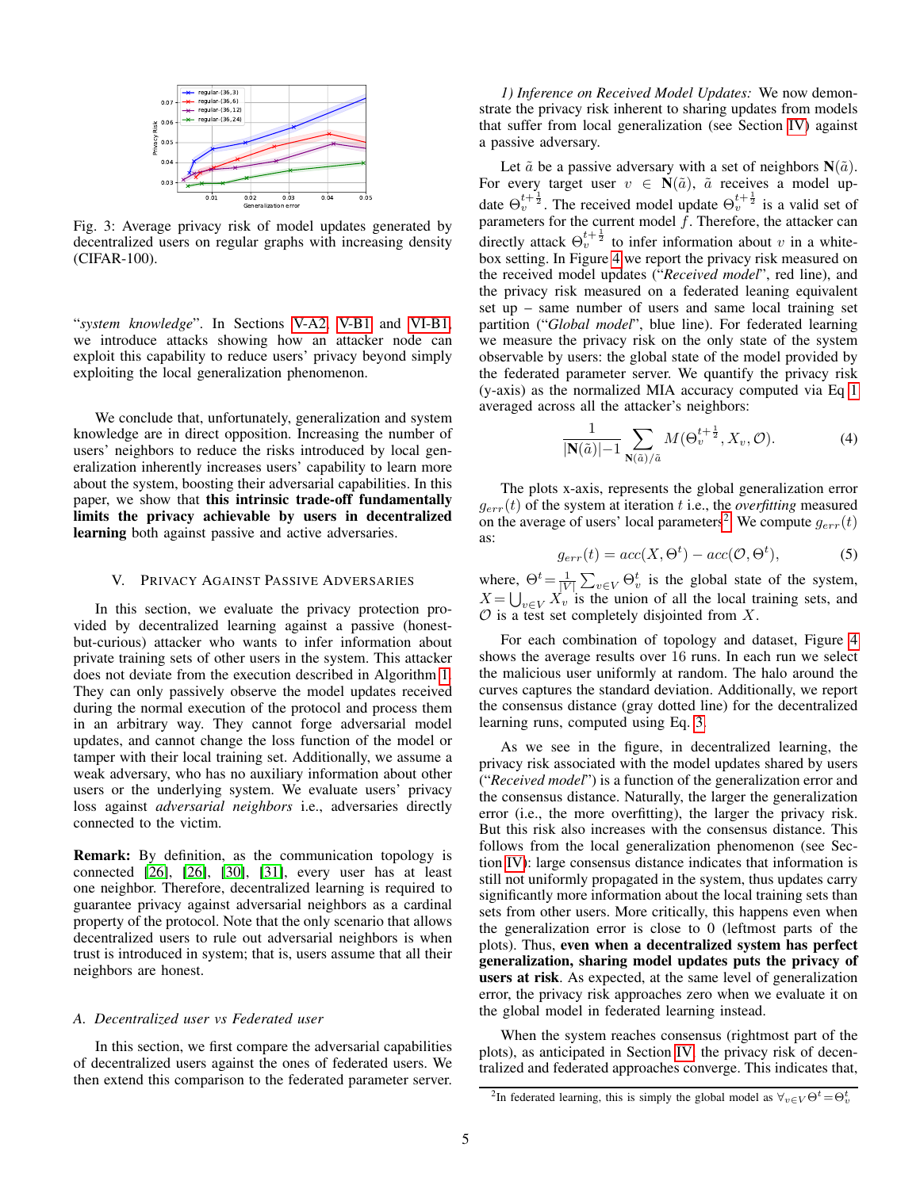Fig. 3: Average privacy risk of model updates generated by decentralized users on regular graphs with increasing density (CIFAR-100).

"*system knowledge*". In Sections V-A2, V-B1 and VI-B1, we introduce attacks showing how an attacker node can exploit this capability to reduce users' privacy beyond simply exploiting the local generalization phenomenon.

We conclude that, unfortunately, generalization and system knowledge are in direct opposition. Increasing the number of users' neighbors to reduce the risks introduced by local generalization inherently increases users' capability to learn more about the system, boosting their adversarial capabilities. In this paper, we show that **this intrinsic trade-off fundamentally limits the privacy achievable by users in decentralized learning** both against passive and active adversaries.

## V. Privacy Against Passive Adversaries

In this section, we evaluate the privacy protection provided by decentralized learning against a passive (honest-but-curious) attacker who wants to infer information about private training sets of other users in the system. This attacker does not deviate from the execution described in Algorithm 1. They can only passively observe the model updates received during the normal execution of the protocol and process them in an arbitrary way. They cannot forge adversarial model updates, and cannot change the loss function of the model or tamper with their local training set. Additionally, we assume a weak adversary, who has no auxiliary information about other users or the underlying system. We evaluate users' privacy loss against *adversarial neighbors* i.e., adversaries directly connected to the victim.

**Remark:** By definition, as the communication topology is connected [26], [26], [30], [31], every user has at least one neighbor. Therefore, decentralized learning is required to guarantee privacy against adversarial neighbors as a cardinal property of the protocol. Note that the only scenario that allows decentralized users to rule out adversarial neighbors is when trust is introduced in system; that is, users assume that all their neighbors are honest.

### A. Decentralized user vs Federated user

In this section, we first compare the adversarial capabilities of decentralized users against the ones of federated users. We then extend this comparison to the federated parameter server.

*1) Inference on Received Model Updates:* We now demonstrate the privacy risk inherent to sharing updates from models that suffer from local generalization (see Section IV) against a passive adversary.

Let $\tilde{a}$ be a passive adversary with a set of neighbors $\mathbf{N}(\tilde{a})$. For every target user $v \in \mathbf{N}(\tilde{a})$, $\tilde{a}$ receives a model update $\Theta_v^{t+\frac{1}{2}}$. The received model update $\Theta_v^{t+\frac{1}{2}}$ is a valid set of parameters for the current model $f$. Therefore, the attacker can directly attack $\Theta_v^{t+\frac{1}{2}}$ to infer information about $v$ in a white-box setting. In Figure 4 we report the privacy risk measured on the received model updates ("*Received model*", red line), and the privacy risk measured on a federated leaning equivalent set up – same number of users and same local training set partition ("*Global model*", blue line). For federated learning we measure the privacy risk on the only state of the system observable by users: the global state of the model provided by the federated parameter server. We quantify the privacy risk (y-axis) as the normalized MIA accuracy computed via Eq 1 averaged across all the attacker's neighbors:

$$\frac{1}{|\mathbf{N}(\tilde{a})|-1} \sum_{\mathbf{N}(\tilde{a})/\tilde{a}} M(\Theta_v^{t+\frac{1}{2}}, X_v, \mathcal{O}). \tag{4}$$

The plots x-axis, represents the global generalization error $g_{err}(t)$ of the system at iteration $t$ i.e., the *overfitting* measured on the average of users' local parameters[2]. We compute $g_{err}(t)$ as:

$$g_{err}(t) = acc(X, \Theta^t) - acc(\mathcal{O}, \Theta^t), \tag{5}$$

where, $\Theta^t = \frac{1}{|V|} \sum_{v \in V} \Theta_v^t$ is the global state of the system, $X = \bigcup_{v \in V} X_v$ is the union of all the local training sets, and $\mathcal{O}$ is a test set completely disjointed from $X$.

For each combination of topology and dataset, Figure 4 shows the average results over 16 runs. In each run we select the malicious user uniformly at random. The halo around the curves captures the standard deviation. Additionally, we report the consensus distance (gray dotted line) for the decentralized learning runs, computed using Eq. 3.

As we see in the figure, in decentralized learning, the privacy risk associated with the model updates shared by users ("*Received model*") is a function of the generalization error and the consensus distance. Naturally, the larger the generalization error (i.e., the more overfitting), the larger the privacy risk. But this risk also increases with the consensus distance. This follows from the local generalization phenomenon (see Section IV): large consensus distance indicates that information is still not uniformly propagated in the system, thus updates carry significantly more information about the local training sets than sets from other users. More critically, this happens even when the generalization error is close to 0 (leftmost parts of the plots). Thus, **even when a decentralized system has perfect generalization, sharing model updates puts the privacy of users at risk**. As expected, at the same level of generalization error, the privacy risk approaches zero when we evaluate it on the global model in federated learning instead.

When the system reaches consensus (rightmost part of the plots), as anticipated in Section IV, the privacy risk of decentralized and federated approaches converge. This indicates that,

[2] In federated learning, this is simply the global model as $\forall_{v \in V} \Theta^t = \Theta_v^t$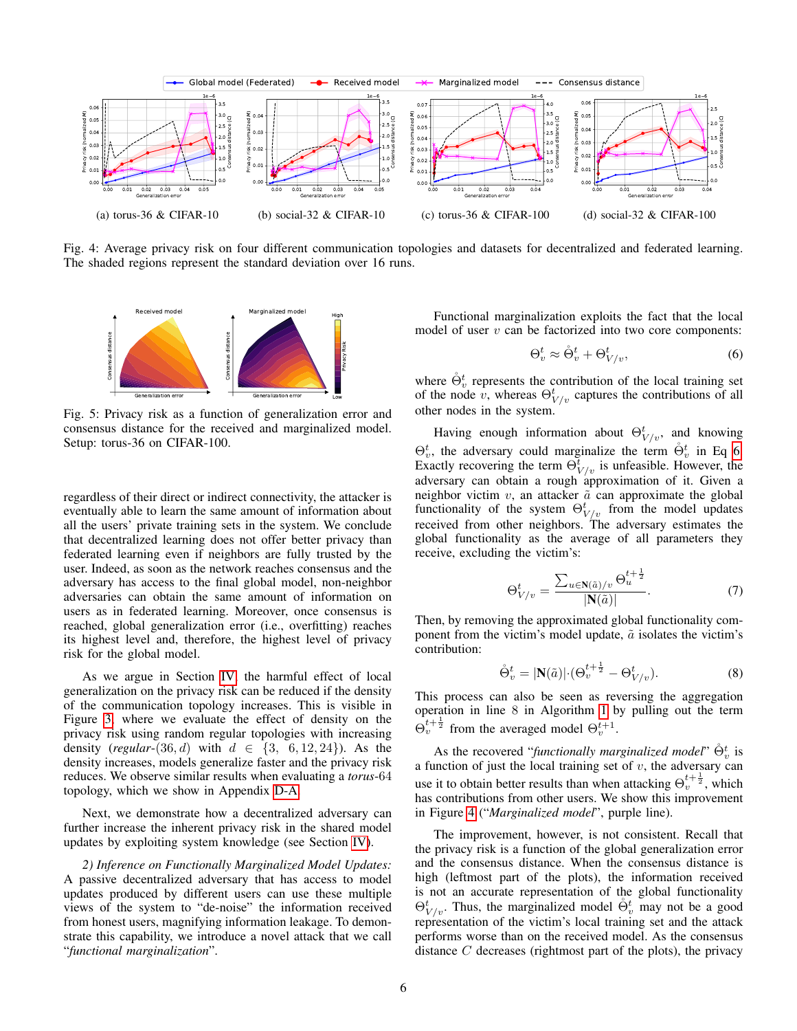Fig. 4: Average privacy risk on four different communication topologies and datasets for decentralized and federated learning. The shaded regions represent the standard deviation over 16 runs.

(a) torus-36 & CIFAR-10 (b) social-32 & CIFAR-10 (c) torus-36 & CIFAR-100 (d) social-32 & CIFAR-100

Fig. 5: Privacy risk as a function of generalization error and consensus distance for the received and marginalized model. Setup: torus-36 on CIFAR-100.

regardless of their direct or indirect connectivity, the attacker is eventually able to learn the same amount of information about all the users' private training sets in the system. We conclude that decentralized learning does not offer better privacy than federated learning even if neighbors are fully trusted by the user. Indeed, as soon as the network reaches consensus and the adversary has access to the final global model, non-neighbor adversaries can obtain the same amount of information on users as in federated learning. Moreover, once consensus is reached, global generalization error (i.e., overfitting) reaches its highest level and, therefore, the highest level of privacy risk for the global model.

As we argue in Section IV, the harmful effect of local generalization on the privacy risk can be reduced if the density of the communication topology increases. This is visible in Figure 3, where we evaluate the effect of density on the privacy risk using random regular topologies with increasing density (*regular*-$(36, d)$ with $d \in \{3, \;6, 12, 24\}$). As the density increases, models generalize faster and the privacy risk reduces. We observe similar results when evaluating a *torus*-64 topology, which we show in Appendix D-A.

Next, we demonstrate how a decentralized adversary can further increase the inherent privacy risk in the shared model updates by exploiting system knowledge (see Section IV).

*2) Inference on Functionally Marginalized Model Updates:* A passive decentralized adversary that has access to model updates produced by different users can use these multiple views of the system to "de-noise" the information received from honest users, magnifying information leakage. To demonstrate this capability, we introduce a novel attack that we call "*functional marginalization*".

Functional marginalization exploits the fact that the local model of user $v$ can be factorized into two core components:

$$\Theta_v^t \approx \mathring{\Theta}_v^t + \Theta_{V/v}^t, \tag{6}$$

where $\mathring{\Theta}_v^t$ represents the contribution of the local training set of the node $v$, whereas $\Theta_{V/v}^t$ captures the contributions of all other nodes in the system.

Having enough information about $\Theta_{V/v}^t$, and knowing $\Theta_v^t$, the adversary could marginalize the term $\mathring{\Theta}_v^t$ in Eq 6. Exactly recovering the term $\Theta_{V/v}^t$ is unfeasible. However, the adversary can obtain a rough approximation of it. Given a neighbor victim $v$, an attacker $\tilde{a}$ can approximate the global functionality of the system $\Theta_{V/v}^t$ from the model updates received from other neighbors. The adversary estimates the global functionality as the average of all parameters they receive, excluding the victim's:

$$\Theta_{V/v}^t = \frac{\sum_{u \in \mathbf{N}(\tilde{a})/v} \Theta_u^{t+\frac{1}{2}}}{|\mathbf{N}(\tilde{a})|}. \tag{7}$$

Then, by removing the approximated global functionality component from the victim's model update, $\tilde{a}$ isolates the victim's contribution:

$$\mathring{\Theta}_v^t = |\mathbf{N}(\tilde{a})| \cdot (\Theta_v^{t+\frac{1}{2}} - \Theta_{V/v}^t). \tag{8}$$

This process can also be seen as reversing the aggregation operation in line 8 in Algorithm 1 by pulling out the term $\Theta_v^{t+\frac{1}{2}}$ from the averaged model $\Theta_v^{t+1}$.

As the recovered "*functionally marginalized model*" $\mathring{\Theta}_v^t$ is a function of just the local training set of $v$, the adversary can use it to obtain better results than when attacking $\Theta_v^{t+\frac{1}{2}}$, which has contributions from other users. We show this improvement in Figure 4 ("*Marginalized model*", purple line).

The improvement, however, is not consistent. Recall that the privacy risk is a function of the global generalization error and the consensus distance. When the consensus distance is high (leftmost part of the plots), the information received is not an accurate representation of the global functionality $\Theta_{V/v}^t$. Thus, the marginalized model $\mathring{\Theta}_v^t$ may not be a good representation of the victim's local training set and the attack performs worse than on the received model. As the consensus distance $C$ decreases (rightmost part of the plots), the privacy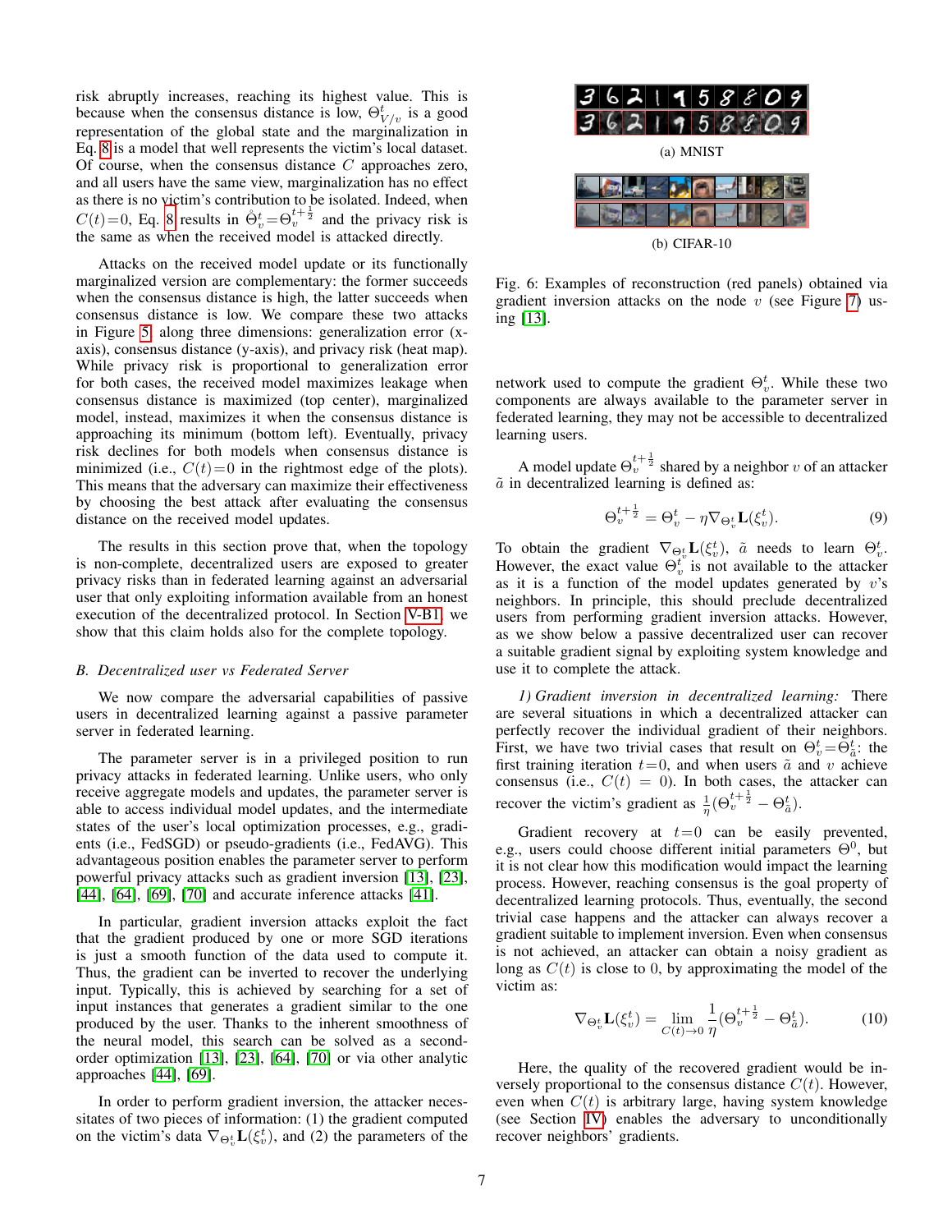risk abruptly increases, reaching its highest value. This is because when the consensus distance is low, $\Theta^t_{V/v}$ is a good representation of the global state and the marginalization in Eq. 8 is a model that well represents the victim's local dataset. Of course, when the consensus distance $C$ approaches zero, and all users have the same view, marginalization has no effect as there is no victim's contribution to be isolated. Indeed, when $C(t)=0$, Eq. 8 results in $\mathring{\Theta}^t_v = \Theta^{t+\frac{1}{2}}_v$ and the privacy risk is the same as when the received model is attacked directly.

Attacks on the received model update or its functionally marginalized version are complementary: the former succeeds when the consensus distance is high, the latter succeeds when consensus distance is low. We compare these two attacks in Figure 5 along three dimensions: generalization error (x-axis), consensus distance (y-axis), and privacy risk (heat map). While privacy risk is proportional to generalization error for both cases, the received model maximizes leakage when consensus distance is maximized (top center), marginalized model, instead, maximizes it when the consensus distance is approaching its minimum (bottom left). Eventually, privacy risk declines for both models when consensus distance is minimized (i.e., $C(t)=0$ in the rightmost edge of the plots). This means that the adversary can maximize their effectiveness by choosing the best attack after evaluating the consensus distance on the received model updates.

The results in this section prove that, when the topology is non-complete, decentralized users are exposed to greater privacy risks than in federated learning against an adversarial user that only exploiting information available from an honest execution of the decentralized protocol. In Section V-B1, we show that this claim holds also for the complete topology.

### B. Decentralized user vs Federated Server

We now compare the adversarial capabilities of passive users in decentralized learning against a passive parameter server in federated learning.

The parameter server is in a privileged position to run privacy attacks in federated learning. Unlike users, who only receive aggregate models and updates, the parameter server is able to access individual model updates, and the intermediate states of the user's local optimization processes, e.g., gradients (i.e., FedSGD) or pseudo-gradients (i.e., FedAVG). This advantageous position enables the parameter server to perform powerful privacy attacks such as gradient inversion [13], [23], [44], [64], [69], [70] and accurate inference attacks [41].

In particular, gradient inversion attacks exploit the fact that the gradient produced by one or more SGD iterations is just a smooth function of the data used to compute it. Thus, the gradient can be inverted to recover the underlying input. Typically, this is achieved by searching for a set of input instances that generates a gradient similar to the one produced by the user. Thanks to the inherent smoothness of the neural model, this search can be solved as a second-order optimization [13], [23], [64], [70] or via other analytic approaches [44], [69].

In order to perform gradient inversion, the attacker necessitates of two pieces of information: (1) the gradient computed on the victim's data $\nabla_{\Theta^t_v}\mathbf{L}(\xi^t_v)$, and (2) the parameters of the network used to compute the gradient $\Theta^t_v$. While these two components are always available to the parameter server in federated learning, they may not be accessible to decentralized learning users.

(a) MNIST

(b) CIFAR-10

Fig. 6: Examples of reconstruction (red panels) obtained via gradient inversion attacks on the node $v$ (see Figure 7) using [13].

A model update $\Theta^{t+\frac{1}{2}}_v$ shared by a neighbor $v$ of an attacker $\tilde{a}$ in decentralized learning is defined as:

$$\Theta^{t+\frac{1}{2}}_v = \Theta^t_v - \eta \nabla_{\Theta^t_v}\mathbf{L}(\xi^t_v). \tag{9}$$

To obtain the gradient $\nabla_{\Theta^t_v}\mathbf{L}(\xi^t_v)$, $\tilde{a}$ needs to learn $\Theta^t_v$. However, the exact value $\Theta^t_v$ is not available to the attacker as it is a function of the model updates generated by $v$'s neighbors. In principle, this should preclude decentralized users from performing gradient inversion attacks. However, as we show below a passive decentralized user can recover a suitable gradient signal by exploiting system knowledge and use it to complete the attack.

*1) Gradient inversion in decentralized learning:* There are several situations in which a decentralized attacker can perfectly recover the individual gradient of their neighbors. First, we have two trivial cases that result on $\Theta^t_v = \Theta^t_{\tilde{a}}$: the first training iteration $t=0$, and when users $\tilde{a}$ and $v$ achieve consensus (i.e., $C(t) = 0$). In both cases, the attacker can recover the victim's gradient as $\frac{1}{\eta}(\Theta^{t+\frac{1}{2}}_v - \Theta^t_{\tilde{a}})$.

Gradient recovery at $t=0$ can be easily prevented, e.g., users could choose different initial parameters $\Theta^0$, but it is not clear how this modification would impact the learning process. However, reaching consensus is the goal property of decentralized learning protocols. Thus, eventually, the second trivial case happens and the attacker can always recover a gradient suitable to implement inversion. Even when consensus is not achieved, an attacker can obtain a noisy gradient as long as $C(t)$ is close to 0, by approximating the model of the victim as:

$$\nabla_{\Theta^t_v}\mathbf{L}(\xi^t_v) = \lim_{C(t)\to 0} \frac{1}{\eta}(\Theta^{t+\frac{1}{2}}_v - \Theta^t_{\tilde{a}}). \tag{10}$$

Here, the quality of the recovered gradient would be inversely proportional to the consensus distance $C(t)$. However, even when $C(t)$ is arbitrary large, having system knowledge (see Section IV) enables the adversary to unconditionally recover neighbors' gradients.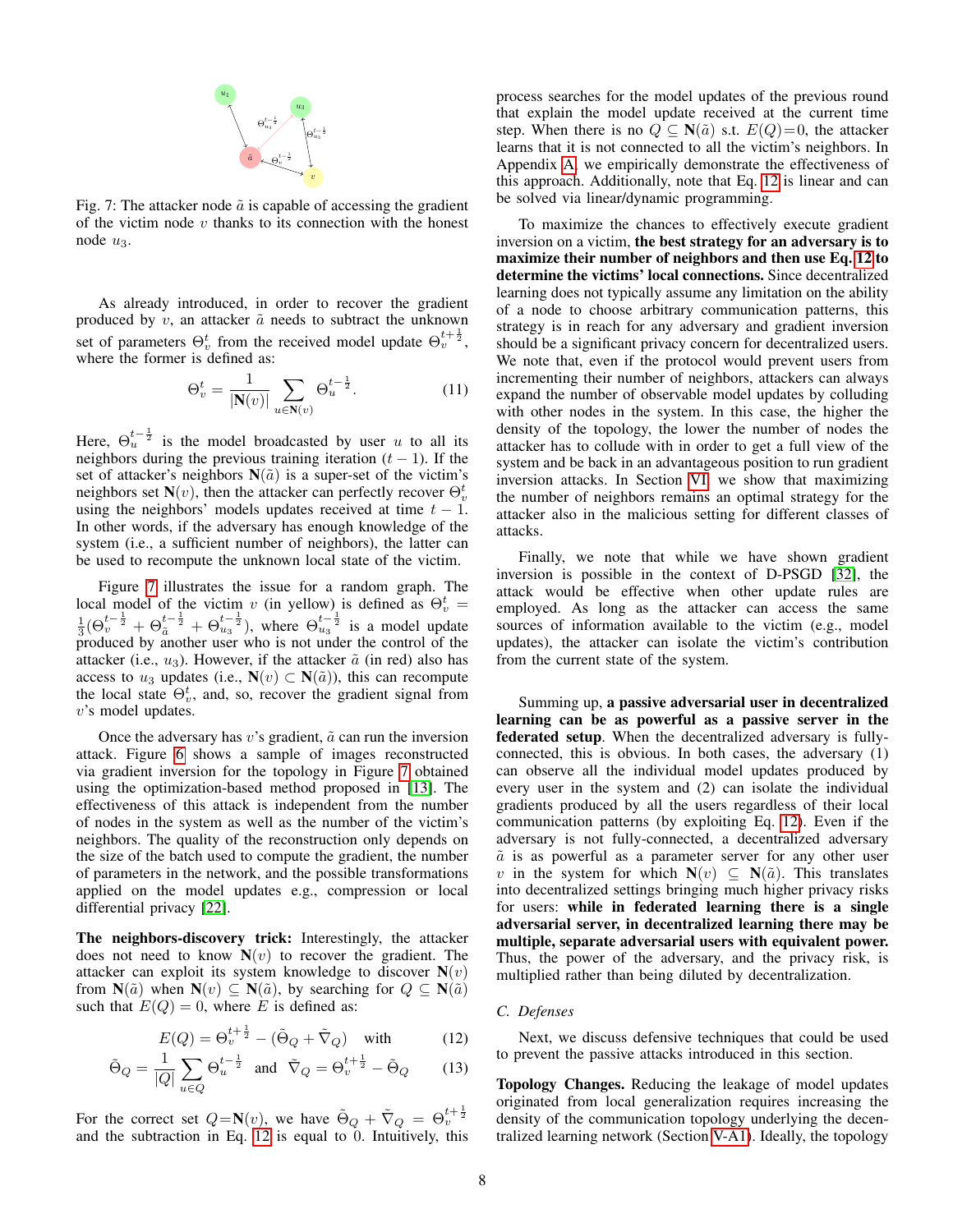Fig. 7: The attacker node $\tilde{a}$ is capable of accessing the gradient of the victim node $v$ thanks to its connection with the honest node $u_3$.

As already introduced, in order to recover the gradient produced by $v$, an attacker $\tilde{a}$ needs to subtract the unknown set of parameters $\Theta_v^t$ from the received model update $\Theta_v^{t+\frac{1}{2}}$, where the former is defined as:

$$\Theta_v^t = \frac{1}{|\mathbf{N}(v)|} \sum_{u \in \mathbf{N}(v)} \Theta_u^{t-\frac{1}{2}}. \tag{11}$$

Here, $\Theta_u^{t-\frac{1}{2}}$ is the model broadcasted by user $u$ to all its neighbors during the previous training iteration $(t-1)$. If the set of attacker's neighbors $\mathbf{N}(\tilde{a})$ is a super-set of the victim's neighbors set $\mathbf{N}(v)$, then the attacker can perfectly recover $\Theta_v^t$ using the neighbors' models updates received at time $t-1$. In other words, if the adversary has enough knowledge of the system (i.e., a sufficient number of neighbors), the latter can be used to recompute the unknown local state of the victim.

Figure 7 illustrates the issue for a random graph. The local model of the victim $v$ (in yellow) is defined as $\Theta_v^t = \frac{1}{3}(\Theta_v^{t-\frac{1}{2}} + \Theta_{\tilde{a}}^{t-\frac{1}{2}} + \Theta_{u_3}^{t-\frac{1}{2}})$, where $\Theta_{u_3}^{t-\frac{1}{2}}$ is a model update produced by another user who is not under the control of the attacker (i.e., $u_3$). However, if the attacker $\tilde{a}$ (in red) also has access to $u_3$ updates (i.e., $\mathbf{N}(v) \subset \mathbf{N}(\tilde{a})$), this can recompute the local state $\Theta_v^t$, and, so, recover the gradient signal from $v$'s model updates.

Once the adversary has $v$'s gradient, $\tilde{a}$ can run the inversion attack. Figure 6 shows a sample of images reconstructed via gradient inversion for the topology in Figure 7 obtained using the optimization-based method proposed in [13]. The effectiveness of this attack is independent from the number of nodes in the system as well as the number of the victim's neighbors. The quality of the reconstruction only depends on the size of the batch used to compute the gradient, the number of parameters in the network, and the possible transformations applied on the model updates e.g., compression or local differential privacy [22].

**The neighbors-discovery trick:** Interestingly, the attacker does not need to know $\mathbf{N}(v)$ to recover the gradient. The attacker can exploit its system knowledge to discover $\mathbf{N}(v)$ from $\mathbf{N}(\tilde{a})$ when $\mathbf{N}(v) \subseteq \mathbf{N}(\tilde{a})$, by searching for $Q \subseteq \mathbf{N}(\tilde{a})$ such that $E(Q) = 0$, where $E$ is defined as:

$$E(Q) = \Theta_v^{t+\frac{1}{2}} - (\tilde{\Theta}_Q + \tilde{\nabla}_Q) \quad \text{with} \tag{12}$$

$$\tilde{\Theta}_Q = \frac{1}{|Q|} \sum_{u \in Q} \Theta_u^{t-\frac{1}{2}} \quad \text{and} \quad \tilde{\nabla}_Q = \Theta_v^{t+\frac{1}{2}} - \tilde{\Theta}_Q \tag{13}$$

For the correct set $Q{=}\mathbf{N}(v)$, we have $\tilde{\Theta}_Q + \tilde{\nabla}_Q = \Theta_v^{t+\frac{1}{2}}$ and the subtraction in Eq. 12 is equal to 0. Intuitively, this process searches for the model updates of the previous round that explain the model update received at the current time step. When there is no $Q \subseteq \mathbf{N}(\tilde{a})$ s.t. $E(Q){=}0$, the attacker learns that it is not connected to all the victim's neighbors. In Appendix A, we empirically demonstrate the effectiveness of this approach. Additionally, note that Eq. 12 is linear and can be solved via linear/dynamic programming.

To maximize the chances to effectively execute gradient inversion on a victim, **the best strategy for an adversary is to maximize their number of neighbors and then use Eq. 12 to determine the victims' local connections.** Since decentralized learning does not typically assume any limitation on the ability of a node to choose arbitrary communication patterns, this strategy is in reach for any adversary and gradient inversion should be a significant privacy concern for decentralized users. We note that, even if the protocol would prevent users from incrementing their number of neighbors, attackers can always expand the number of observable model updates by colluding with other nodes in the system. In this case, the higher the density of the topology, the lower the number of nodes the attacker has to collude with in order to get a full view of the system and be back in an advantageous position to run gradient inversion attacks. In Section VI, we show that maximizing the number of neighbors remains an optimal strategy for the attacker also in the malicious setting for different classes of attacks.

Finally, we note that while we have shown gradient inversion is possible in the context of D-PSGD [32], the attack would be effective when other update rules are employed. As long as the attacker can access the same sources of information available to the victim (e.g., model updates), the attacker can isolate the victim's contribution from the current state of the system.

Summing up, **a passive adversarial user in decentralized learning can be as powerful as a passive server in the federated setup**. When the decentralized adversary is fully-connected, this is obvious. In both cases, the adversary (1) can observe all the individual model updates produced by every user in the system and (2) can isolate the individual gradients produced by all the users regardless of their local communication patterns (by exploiting Eq. 12). Even if the adversary is not fully-connected, a decentralized adversary $\tilde{a}$ is as powerful as a parameter server for any other user $v$ in the system for which $\mathbf{N}(v) \subseteq \mathbf{N}(\tilde{a})$. This translates into decentralized settings bringing much higher privacy risks for users: **while in federated learning there is a single adversarial server, in decentralized learning there may be multiple, separate adversarial users with equivalent power.** Thus, the power of the adversary, and the privacy risk, is multiplied rather than being diluted by decentralization.

### *C. Defenses*

Next, we discuss defensive techniques that could be used to prevent the passive attacks introduced in this section.

**Topology Changes.** Reducing the leakage of model updates originated from local generalization requires increasing the density of the communication topology underlying the decentralized learning network (Section V-A1). Ideally, the topology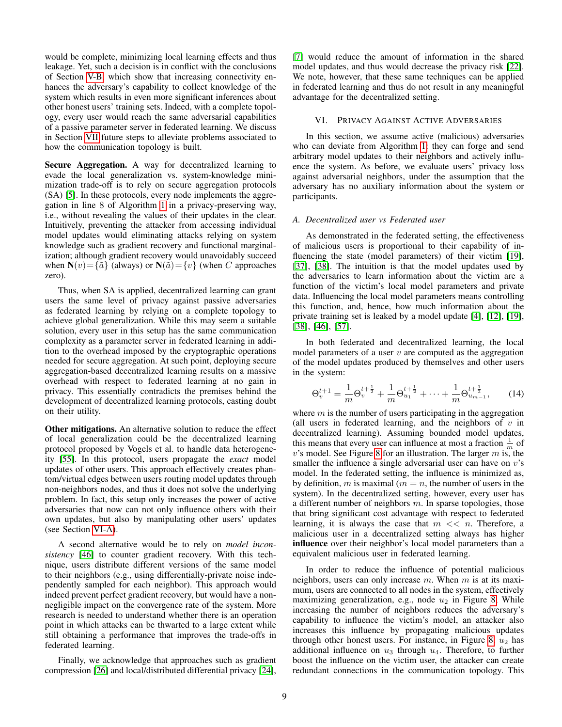would be complete, minimizing local learning effects and thus leakage. Yet, such a decision is in conflict with the conclusions of Section V-B, which show that increasing connectivity enhances the adversary's capability to collect knowledge of the system which results in even more significant inferences about other honest users' training sets. Indeed, with a complete topology, every user would reach the same adversarial capabilities of a passive parameter server in federated learning. We discuss in Section VII future steps to alleviate problems associated to how the communication topology is built.

**Secure Aggregation.** A way for decentralized learning to evade the local generalization vs. system-knowledge minimization trade-off is to rely on secure aggregation protocols (SA) [5]. In these protocols, every node implements the aggregation in line 8 of Algorithm 1 in a privacy-preserving way, i.e., without revealing the values of their updates in the clear. Intuitively, preventing the attacker from accessing individual model updates would eliminating attacks relying on system knowledge such as gradient recovery and functional marginalization; although gradient recovery would unavoidably succeed when $\mathbf{N}(v)=\{\tilde{a}\}$ (always) or $\mathbf{N}(\tilde{a})=\{v\}$ (when $C$ approaches zero).

Thus, when SA is applied, decentralized learning can grant users the same level of privacy against passive adversaries as federated learning by relying on a complete topology to achieve global generalization. While this may seem a suitable solution, every user in this setup has the same communication complexity as a parameter server in federated learning in addition to the overhead imposed by the cryptographic operations needed for secure aggregation. At such point, deploying secure aggregation-based decentralized learning results on a massive overhead with respect to federated learning at no gain in privacy. This essentially contradicts the premises behind the development of decentralized learning protocols, casting doubt on their utility.

**Other mitigations.** An alternative solution to reduce the effect of local generalization could be the decentralized learning protocol proposed by Vogels et al. to handle data heterogeneity [55]. In this protocol, users propagate the *exact* model updates of other users. This approach effectively creates phantom/virtual edges between users routing model updates through non-neighbors nodes, and thus it does not solve the underlying problem. In fact, this setup only increases the power of active adversaries that now can not only influence others with their own updates, but also by manipulating other users' updates (see Section VI-A).

A second alternative would be to rely on *model inconsistency* [46] to counter gradient recovery. With this technique, users distribute different versions of the same model to their neighbors (e.g., using differentially-private noise independently sampled for each neighbor). This approach would indeed prevent perfect gradient recovery, but would have a non-negligible impact on the convergence rate of the system. More research is needed to understand whether there is an operation point in which attacks can be thwarted to a large extent while still obtaining a performance that improves the trade-offs in federated learning.

Finally, we acknowledge that approaches such as gradient compression [26] and local/distributed differential privacy [24], [7] would reduce the amount of information in the shared model updates, and thus would decrease the privacy risk [22]. We note, however, that these same techniques can be applied in federated learning and thus do not result in any meaningful advantage for the decentralized setting.

## VI. Privacy Against Active Adversaries

In this section, we assume active (malicious) adversaries who can deviate from Algorithm 1: they can forge and send arbitrary model updates to their neighbors and actively influence the system. As before, we evaluate users' privacy loss against adversarial neighbors, under the assumption that the adversary has no auxiliary information about the system or participants.

### A. Decentralized user vs Federated user

As demonstrated in the federated setting, the effectiveness of malicious users is proportional to their capability of influencing the state (model parameters) of their victim [19], [37], [38]. The intuition is that the model updates used by the adversaries to learn information about the victim are a function of the victim's local model parameters and private data. Influencing the local model parameters means controlling this function, and, hence, how much information about the private training set is leaked by a model update [4], [12], [19], [38], [46], [57].

In both federated and decentralized learning, the local model parameters of a user $v$ are computed as the aggregation of the model updates produced by themselves and other users in the system:

$$\Theta_v^{t+1} = \frac{1}{m}\Theta_v^{t+\frac{1}{2}} + \frac{1}{m}\Theta_{u_1}^{t+\frac{1}{2}} + \cdots + \frac{1}{m}\Theta_{u_{m-1}}^{t+\frac{1}{2}}, \tag{14}$$

where $m$ is the number of users participating in the aggregation (all users in federated learning, and the neighbors of $v$ in decentralized learning). Assuming bounded model updates, this means that every user can influence at most a fraction $\frac{1}{m}$ of $v$'s model. See Figure 8 for an illustration. The larger $m$ is, the smaller the influence a single adversarial user can have on $v$'s model. In the federated setting, the influence is minimized as, by definition, $m$ is maximal ($m = n$, the number of users in the system). In the decentralized setting, however, every user has a different number of neighbors $m$. In sparse topologies, those that bring significant cost advantage with respect to federated learning, it is always the case that $m << n$. Therefore, a malicious user in a decentralized setting always has higher **influence** over their neighbor's local model parameters than a equivalent malicious user in federated learning.

In order to reduce the influence of potential malicious neighbors, users can only increase $m$. When $m$ is at its maximum, users are connected to all nodes in the system, effectively maximizing generalization, e.g., node $u_2$ in Figure 8. While increasing the number of neighbors reduces the adversary's capability to influence the victim's model, an attacker also increases this influence by propagating malicious updates through other honest users. For instance, in Figure 8, $u_2$ has additional influence on $u_3$ through $u_4$. Therefore, to further boost the influence on the victim user, the attacker can create redundant connections in the communication topology. This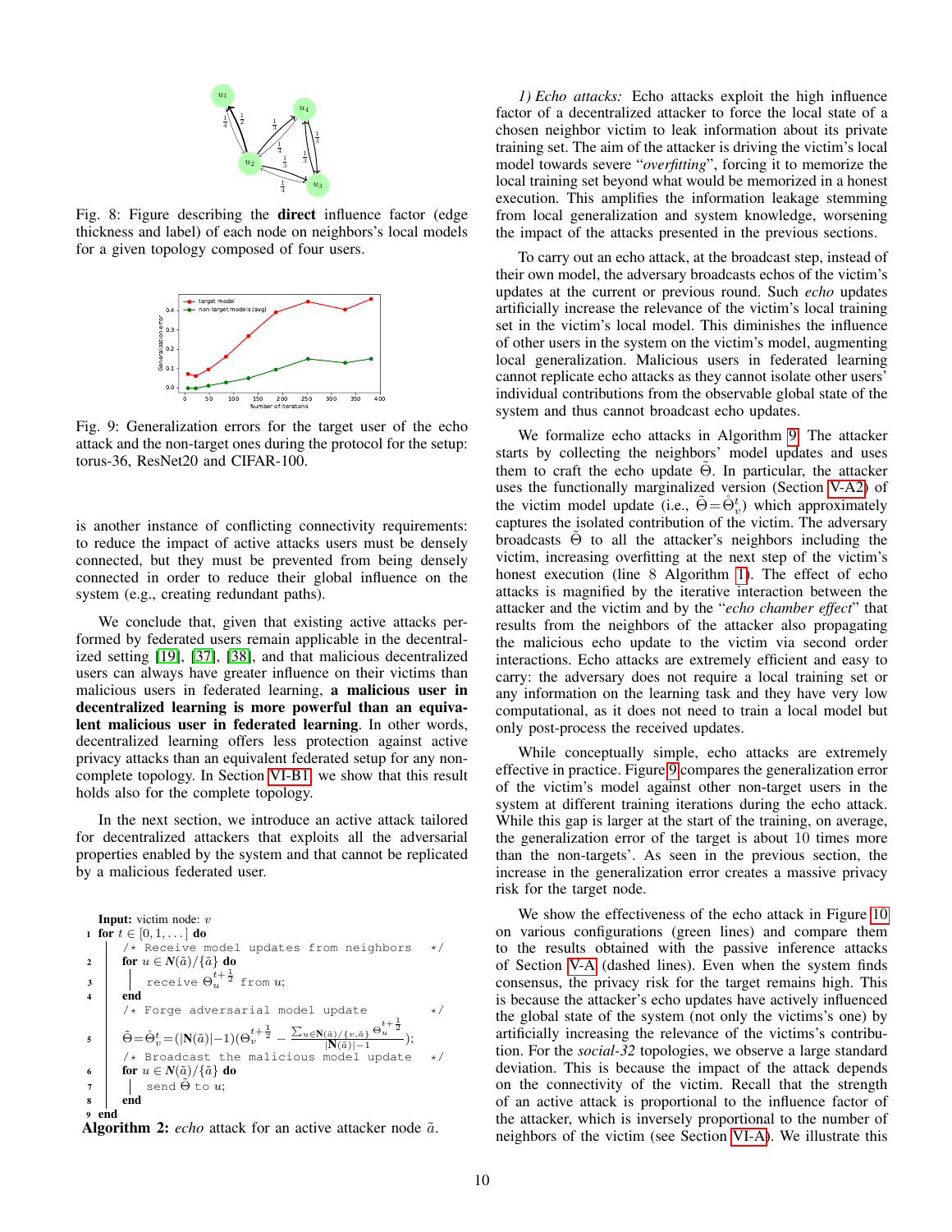Fig. 8: Figure describing the **direct** influence factor (edge thickness and label) of each node on neighbors's local models for a given topology composed of four users.

Fig. 9: Generalization errors for the target user of the echo attack and the non-target ones during the protocol for the setup: torus-36, ResNet20 and CIFAR-100.

is another instance of conflicting connectivity requirements: to reduce the impact of active attacks users must be densely connected, but they must be prevented from being densely connected in order to reduce their global influence on the system (e.g., creating redundant paths).

We conclude that, given that existing active attacks performed by federated users remain applicable in the decentralized setting [19], [37], [38], and that malicious decentralized users can always have greater influence on their victims than malicious users in federated learning, **a malicious user in decentralized learning is more powerful than an equivalent malicious user in federated learning**. In other words, decentralized learning offers less protection against active privacy attacks than an equivalent federated setup for any non-complete topology. In Section VI-B1, we show that this result holds also for the complete topology.

In the next section, we introduce an active attack tailored for decentralized attackers that exploits all the adversarial properties enabled by the system and that cannot be replicated by a malicious federated user.

```
Input: victim node: v
1  for t ∈ [0, 1, ...] do
       /* Receive model updates from neighbors   */
2      for u ∈ N(ã)/{ã} do
3          receive Θ_u^{t+1/2} from u;
4      end
       /* Forge adversarial model update         */
5      Θ̃ = Θ̊_v^t = (|N(ã)|−1)(Θ_v^{t+1/2} − (Σ_{u∈N(ã)/{v,ã}} Θ_u^{t+1/2}) / (|N(ã)|−1));
       /* Broadcast the malicious model update   */
6      for u ∈ N(ã)/{ã} do
7          send Θ̃ to u;
8      end
9  end
```

**Algorithm 2:** *echo* attack for an active attacker node $\tilde{a}$.

*1) Echo attacks:* Echo attacks exploit the high influence factor of a decentralized attacker to force the local state of a chosen neighbor victim to leak information about its private training set. The aim of the attacker is driving the victim's local model towards severe "*overfitting*", forcing it to memorize the local training set beyond what would be memorized in a honest execution. This amplifies the information leakage stemming from local generalization and system knowledge, worsening the impact of the attacks presented in the previous sections.

To carry out an echo attack, at the broadcast step, instead of their own model, the adversary broadcasts echos of the victim's updates at the current or previous round. Such *echo* updates artificially increase the relevance of the victim's local training set in the victim's local model. This diminishes the influence of other users in the system on the victim's model, augmenting local generalization. Malicious users in federated learning cannot replicate echo attacks as they cannot isolate other users' individual contributions from the observable global state of the system and thus cannot broadcast echo updates.

We formalize echo attacks in Algorithm 9. The attacker starts by collecting the neighbors' model updates and uses them to craft the echo update $\tilde{\Theta}$. In particular, the attacker uses the functionally marginalized version (Section V-A2) of the victim model update (i.e., $\tilde{\Theta}=\mathring{\Theta}_v^t$) which approximately captures the isolated contribution of the victim. The adversary broadcasts $\tilde{\Theta}$ to all the attacker's neighbors including the victim, increasing overfitting at the next step of the victim's honest execution (line 8 Algorithm 1). The effect of echo attacks is magnified by the iterative interaction between the attacker and the victim and by the "*echo chamber effect*" that results from the neighbors of the attacker also propagating the malicious echo update to the victim via second order interactions. Echo attacks are extremely efficient and easy to carry: the adversary does not require a local training set or any information on the learning task and they have very low computational, as it does not need to train a local model but only post-process the received updates.

While conceptually simple, echo attacks are extremely effective in practice. Figure 9 compares the generalization error of the victim's model against other non-target users in the system at different training iterations during the echo attack. While this gap is larger at the start of the training, on average, the generalization error of the target is about 10 times more than the non-targets'. As seen in the previous section, the increase in the generalization error creates a massive privacy risk for the target node.

We show the effectiveness of the echo attack in Figure 10 on various configurations (green lines) and compare them to the results obtained with the passive inference attacks of Section V-A (dashed lines). Even when the system finds consensus, the privacy risk for the target remains high. This is because the attacker's echo updates have actively influenced the global state of the system (not only the victims's one) by artificially increasing the relevance of the victims's contribution. For the *social-32* topologies, we observe a large standard deviation. This is because the impact of the attack depends on the connectivity of the victim. Recall that the strength of an active attack is proportional to the influence factor of the attacker, which is inversely proportional to the number of neighbors of the victim (see Section VI-A). We illustrate this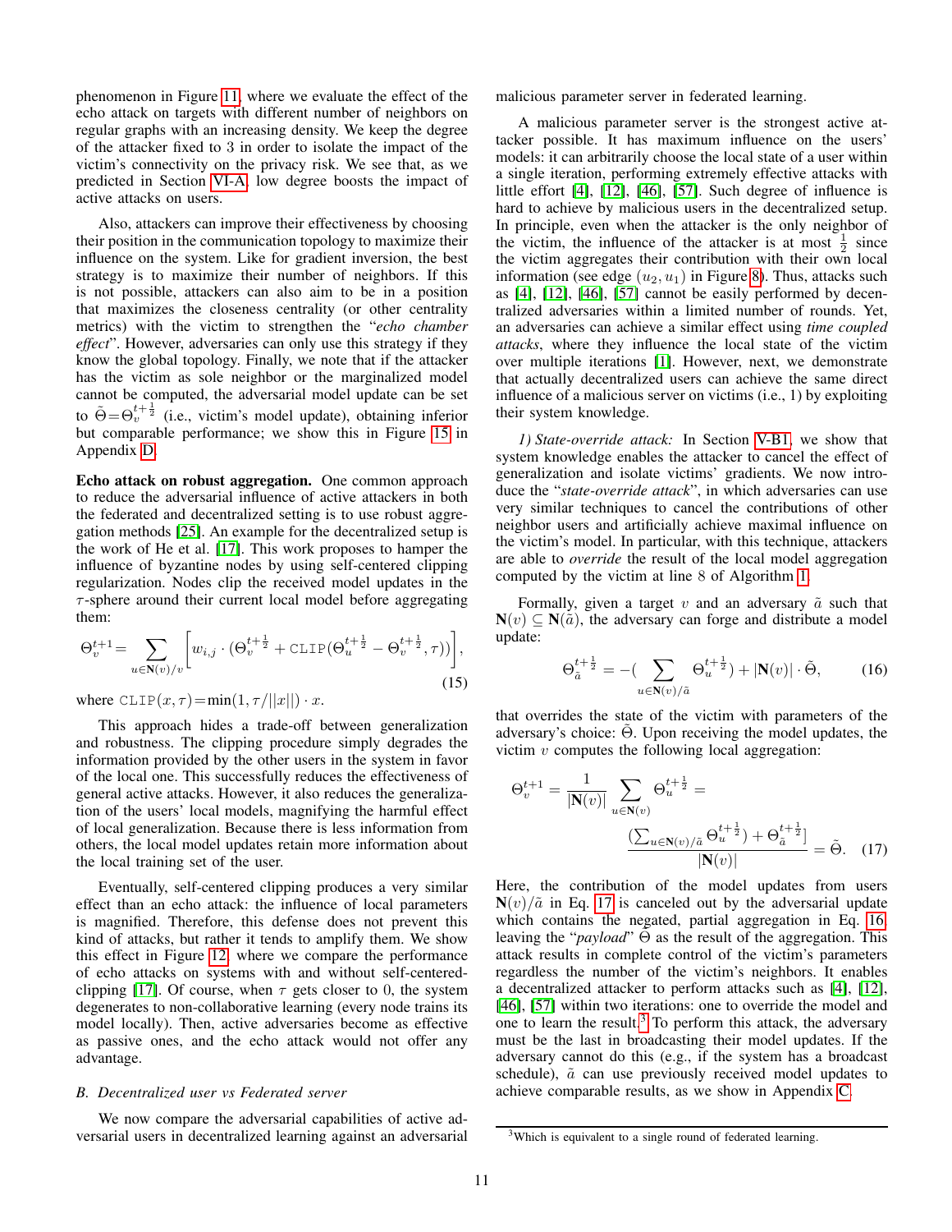phenomenon in Figure 11, where we evaluate the effect of the echo attack on targets with different number of neighbors on regular graphs with an increasing density. We keep the degree of the attacker fixed to 3 in order to isolate the impact of the victim's connectivity on the privacy risk. We see that, as we predicted in Section VI-A, low degree boosts the impact of active attacks on users.

Also, attackers can improve their effectiveness by choosing their position in the communication topology to maximize their influence on the system. Like for gradient inversion, the best strategy is to maximize their number of neighbors. If this is not possible, attackers can also aim to be in a position that maximizes the closeness centrality (or other centrality metrics) with the victim to strengthen the "*echo chamber effect*". However, adversaries can only use this strategy if they know the global topology. Finally, we note that if the attacker has the victim as sole neighbor or the marginalized model cannot be computed, the adversarial model update can be set to $\tilde{\Theta}=\Theta_v^{t+\frac{1}{2}}$ (i.e., victim's model update), obtaining inferior but comparable performance; we show this in Figure 15 in Appendix D.

**Echo attack on robust aggregation.** One common approach to reduce the adversarial influence of active attackers in both the federated and decentralized setting is to use robust aggregation methods [25]. An example for the decentralized setup is the work of He et al. [17]. This work proposes to hamper the influence of byzantine nodes by using self-centered clipping regularization. Nodes clip the received model updates in the $\tau$-sphere around their current local model before aggregating them:

$$\Theta_v^{t+1} = \sum_{u \in \mathbf{N}(v)/v} \left[ w_{i,j} \cdot (\Theta_v^{t+\frac{1}{2}} + \texttt{CLIP}(\Theta_u^{t+\frac{1}{2}} - \Theta_v^{t+\frac{1}{2}}, \tau)) \right], \tag{15}$$

where $\texttt{CLIP}(x,\tau) = \min(1, \tau/||x||) \cdot x$.

This approach hides a trade-off between generalization and robustness. The clipping procedure simply degrades the information provided by the other users in the system in favor of the local one. This successfully reduces the effectiveness of general active attacks. However, it also reduces the generalization of the users' local models, magnifying the harmful effect of local generalization. Because there is less information from others, the local model updates retain more information about the local training set of the user.

Eventually, self-centered clipping produces a very similar effect than an echo attack: the influence of local parameters is magnified. Therefore, this defense does not prevent this kind of attacks, but rather it tends to amplify them. We show this effect in Figure 12, where we compare the performance of echo attacks on systems with and without self-centered-clipping [17]. Of course, when $\tau$ gets closer to 0, the system degenerates to non-collaborative learning (every node trains its model locally). Then, active adversaries become as effective as passive ones, and the echo attack would not offer any advantage.

### B. Decentralized user vs Federated server

We now compare the adversarial capabilities of active adversarial users in decentralized learning against an adversarial malicious parameter server in federated learning.

A malicious parameter server is the strongest active attacker possible. It has maximum influence on the users' models: it can arbitrarily choose the local state of a user within a single iteration, performing extremely effective attacks with little effort [4], [12], [46], [57]. Such degree of influence is hard to achieve by malicious users in the decentralized setup. In principle, even when the attacker is the only neighbor of the victim, the influence of the attacker is at most $\frac{1}{2}$ since the victim aggregates their contribution with their own local information (see edge $(u_2, u_1)$ in Figure 8). Thus, attacks such as [4], [12], [46], [57] cannot be easily performed by decentralized adversaries within a limited number of rounds. Yet, an adversaries can achieve a similar effect using *time coupled attacks*, where they influence the local state of the victim over multiple iterations [1]. However, next, we demonstrate that actually decentralized users can achieve the same direct influence of a malicious server on victims (i.e., 1) by exploiting their system knowledge.

*1) State-override attack:* In Section V-B1, we show that system knowledge enables the attacker to cancel the effect of generalization and isolate victims' gradients. We now introduce the "*state-override attack*", in which adversaries can use very similar techniques to cancel the contributions of other neighbor users and artificially achieve maximal influence on the victim's model. In particular, with this technique, attackers are able to *override* the result of the local model aggregation computed by the victim at line 8 of Algorithm 1.

Formally, given a target $v$ and an adversary $\tilde{a}$ such that $\mathbf{N}(v) \subseteq \mathbf{N}(\tilde{a})$, the adversary can forge and distribute a model update:

$$\Theta_{\tilde{a}}^{t+\frac{1}{2}} = -(\sum_{u \in \mathbf{N}(v)/\tilde{a}} \Theta_u^{t+\frac{1}{2}}) + |\mathbf{N}(v)| \cdot \tilde{\Theta}, \tag{16}$$

that overrides the state of the victim with parameters of the adversary's choice: $\tilde{\Theta}$. Upon receiving the model updates, the victim $v$ computes the following local aggregation:

$$\Theta_v^{t+1} = \frac{1}{|\mathbf{N}(v)|} \sum_{u \in \mathbf{N}(v)} \Theta_u^{t+\frac{1}{2}} = \frac{(\sum_{u \in \mathbf{N}(v)/\tilde{a}} \Theta_u^{t+\frac{1}{2}}) + \Theta_{\tilde{a}}^{t+\frac{1}{2}}]}{|\mathbf{N}(v)|} = \tilde{\Theta}. \tag{17}$$

Here, the contribution of the model updates from users $\mathbf{N}(v)/\tilde{a}$ in Eq. 17 is canceled out by the adversarial update which contains the negated, partial aggregation in Eq. 16, leaving the "*payload*" $\tilde{\Theta}$ as the result of the aggregation. This attack results in complete control of the victim's parameters regardless the number of the victim's neighbors. It enables a decentralized attacker to perform attacks such as [4], [12], [46], [57] within two iterations: one to override the model and one to learn the result.[3] To perform this attack, the adversary must be the last in broadcasting their model updates. If the adversary cannot do this (e.g., if the system has a broadcast schedule), $\tilde{a}$ can use previously received model updates to achieve comparable results, as we show in Appendix C.

[3] Which is equivalent to a single round of federated learning.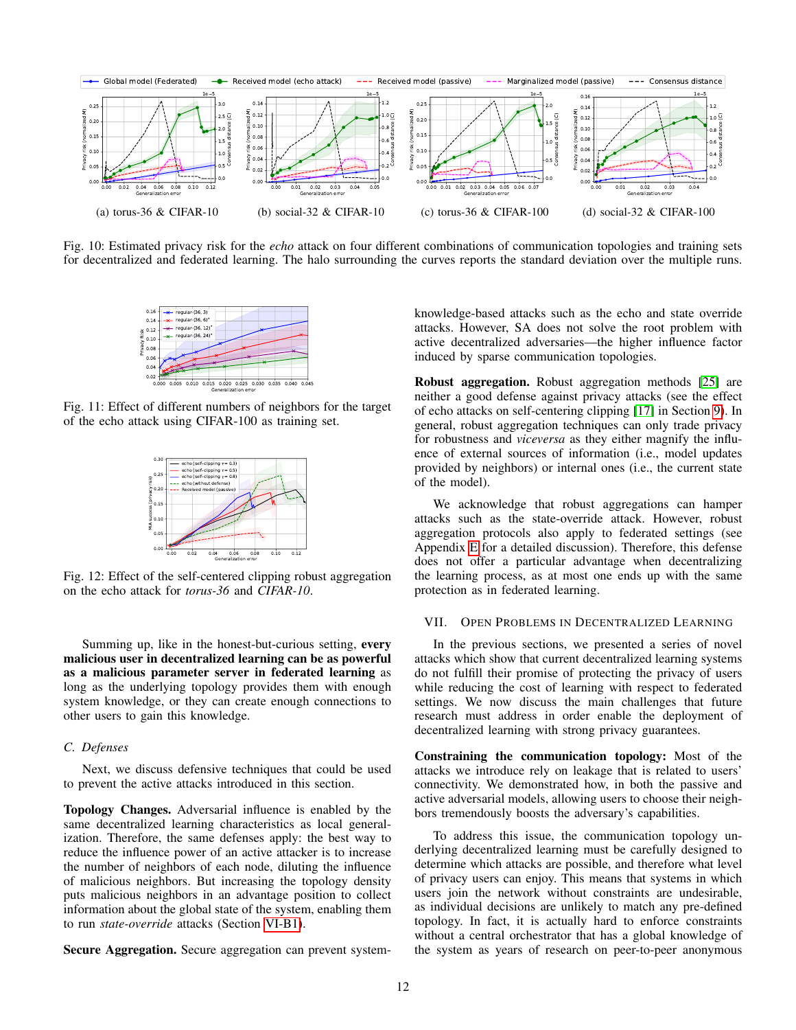Fig. 10: Estimated privacy risk for the *echo* attack on four different combinations of communication topologies and training sets for decentralized and federated learning. The halo surrounding the curves reports the standard deviation over the multiple runs.

Fig. 11: Effect of different numbers of neighbors for the target of the echo attack using CIFAR-100 as training set.

Fig. 12: Effect of the self-centered clipping robust aggregation on the echo attack for *torus-36* and *CIFAR-10*.

Summing up, like in the honest-but-curious setting, **every malicious user in decentralized learning can be as powerful as a malicious parameter server in federated learning** as long as the underlying topology provides them with enough system knowledge, or they can create enough connections to other users to gain this knowledge.

### C. Defenses

Next, we discuss defensive techniques that could be used to prevent the active attacks introduced in this section.

**Topology Changes.** Adversarial influence is enabled by the same decentralized learning characteristics as local generalization. Therefore, the same defenses apply: the best way to reduce the influence power of an active attacker is to increase the number of neighbors of each node, diluting the influence of malicious neighbors. But increasing the topology density puts malicious neighbors in an advantage position to collect information about the global state of the system, enabling them to run *state-override* attacks (Section VI-B1).

**Secure Aggregation.** Secure aggregation can prevent system-knowledge-based attacks such as the echo and state override attacks. However, SA does not solve the root problem with active decentralized adversaries—the higher influence factor induced by sparse communication topologies.

**Robust aggregation.** Robust aggregation methods [25] are neither a good defense against privacy attacks (see the effect of echo attacks on self-centering clipping [17] in Section 9). In general, robust aggregation techniques can only trade privacy for robustness and *viceversa* as they either magnify the influence of external sources of information (i.e., model updates provided by neighbors) or internal ones (i.e., the current state of the model).

We acknowledge that robust aggregations can hamper attacks such as the state-override attack. However, robust aggregation protocols also apply to federated settings (see Appendix E for a detailed discussion). Therefore, this defense does not offer a particular advantage when decentralizing the learning process, as at most one ends up with the same protection as in federated learning.

## VII. Open Problems in Decentralized Learning

In the previous sections, we presented a series of novel attacks which show that current decentralized learning systems do not fulfill their promise of protecting the privacy of users while reducing the cost of learning with respect to federated settings. We now discuss the main challenges that future research must address in order enable the deployment of decentralized learning with strong privacy guarantees.

**Constraining the communication topology:** Most of the attacks we introduce rely on leakage that is related to users' connectivity. We demonstrated how, in both the passive and active adversarial models, allowing users to choose their neighbors tremendously boosts the adversary's capabilities.

To address this issue, the communication topology underlying decentralized learning must be carefully designed to determine which attacks are possible, and therefore what level of privacy users can enjoy. This means that systems in which users join the network without constraints are undesirable, as individual decisions are unlikely to match any pre-defined topology. In fact, it is actually hard to enforce constraints without a central orchestrator that has a global knowledge of the system as years of research on peer-to-peer anonymous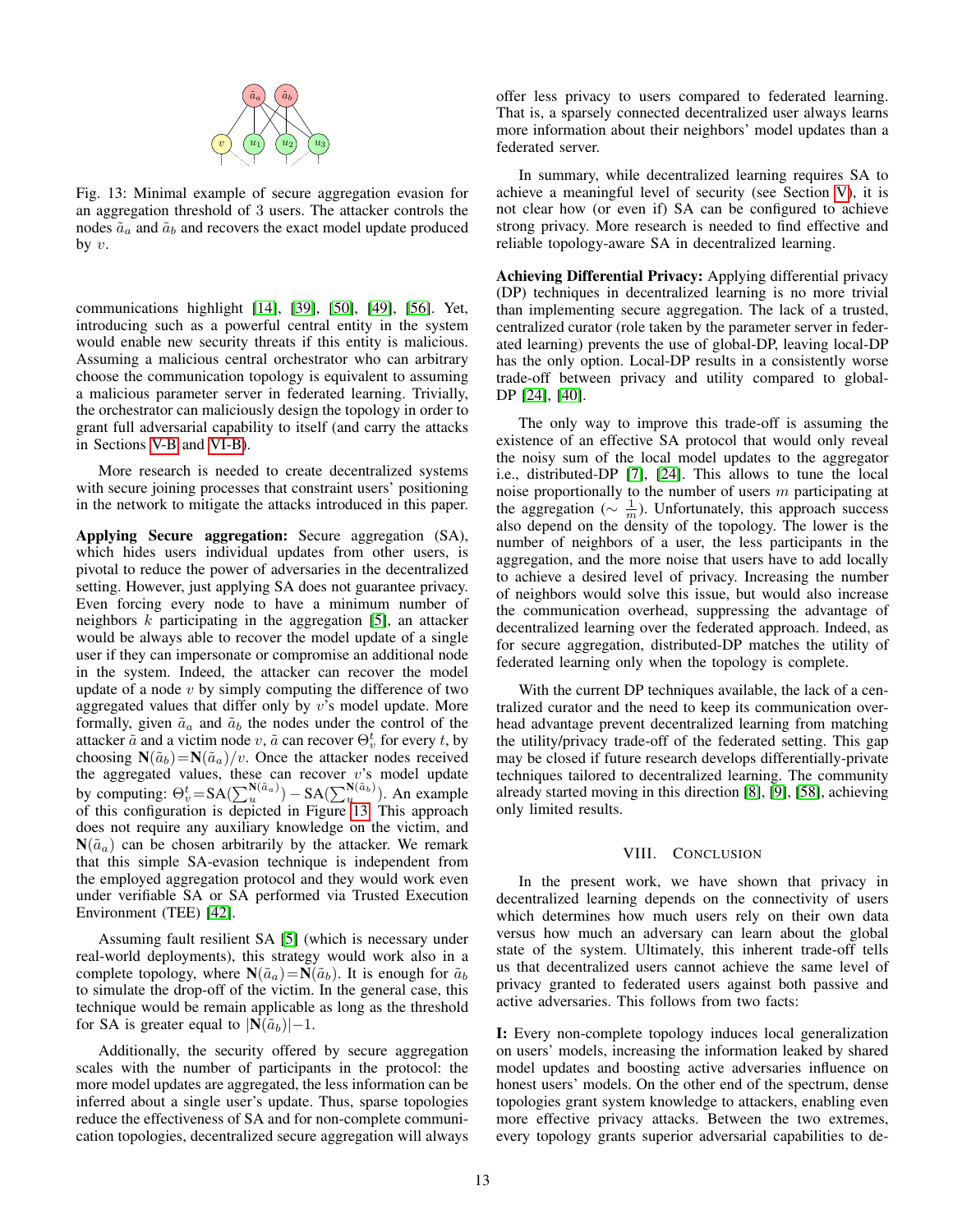Fig. 13: Minimal example of secure aggregation evasion for an aggregation threshold of 3 users. The attacker controls the nodes $\tilde{a}_a$ and $\tilde{a}_b$ and recovers the exact model update produced by $v$.

communications highlight [14], [39], [50], [49], [56]. Yet, introducing such as a powerful central entity in the system would enable new security threats if this entity is malicious. Assuming a malicious central orchestrator who can arbitrary choose the communication topology is equivalent to assuming a malicious parameter server in federated learning. Trivially, the orchestrator can maliciously design the topology in order to grant full adversarial capability to itself (and carry the attacks in Sections V-B and VI-B).

More research is needed to create decentralized systems with secure joining processes that constraint users' positioning in the network to mitigate the attacks introduced in this paper.

**Applying Secure aggregation:** Secure aggregation (SA), which hides users individual updates from other users, is pivotal to reduce the power of adversaries in the decentralized setting. However, just applying SA does not guarantee privacy. Even forcing every node to have a minimum number of neighbors $k$ participating in the aggregation [5], an attacker would be always able to recover the model update of a single user if they can impersonate or compromise an additional node in the system. Indeed, the attacker can recover the model update of a node $v$ by simply computing the difference of two aggregated values that differ only by $v$'s model update. More formally, given $\tilde{a}_a$ and $\tilde{a}_b$ the nodes under the control of the attacker $\tilde{a}$ and a victim node $v$, $\tilde{a}$ can recover $\Theta_v^t$ for every $t$, by choosing $\mathbf{N}(\tilde{a}_b){=}\mathbf{N}(\tilde{a}_a)/v$. Once the attacker nodes received the aggregated values, these can recover $v$'s model update by computing: $\Theta_v^t{=}\text{SA}(\sum_u^{\mathbf{N}(\tilde{a}_a)}) - \text{SA}(\sum_u^{\mathbf{N}(\tilde{a}_b)})$. An example of this configuration is depicted in Figure 13. This approach does not require any auxiliary knowledge on the victim, and $\mathbf{N}(\tilde{a}_a)$ can be chosen arbitrarily by the attacker. We remark that this simple SA-evasion technique is independent from the employed aggregation protocol and they would work even under verifiable SA or SA performed via Trusted Execution Environment (TEE) [42].

Assuming fault resilient SA [5] (which is necessary under real-world deployments), this strategy would work also in a complete topology, where $\mathbf{N}(\tilde{a}_a){=}\mathbf{N}(\tilde{a}_b)$. It is enough for $\tilde{a}_b$ to simulate the drop-off of the victim. In the general case, this technique would be remain applicable as long as the threshold for SA is greater equal to $|\mathbf{N}(\tilde{a}_b)|{-}1$.

Additionally, the security offered by secure aggregation scales with the number of participants in the protocol: the more model updates are aggregated, the less information can be inferred about a single user's update. Thus, sparse topologies reduce the effectiveness of SA and for non-complete communication topologies, decentralized secure aggregation will always offer less privacy to users compared to federated learning. That is, a sparsely connected decentralized user always learns more information about their neighbors' model updates than a federated server.

In summary, while decentralized learning requires SA to achieve a meaningful level of security (see Section V), it is not clear how (or even if) SA can be configured to achieve strong privacy. More research is needed to find effective and reliable topology-aware SA in decentralized learning.

**Achieving Differential Privacy:** Applying differential privacy (DP) techniques in decentralized learning is no more trivial than implementing secure aggregation. The lack of a trusted, centralized curator (role taken by the parameter server in federated learning) prevents the use of global-DP, leaving local-DP has the only option. Local-DP results in a consistently worse trade-off between privacy and utility compared to global-DP [24], [40].

The only way to improve this trade-off is assuming the existence of an effective SA protocol that would only reveal the noisy sum of the local model updates to the aggregator i.e., distributed-DP [7], [24]. This allows to tune the local noise proportionally to the number of users $m$ participating at the aggregation ($\sim \frac{1}{m}$). Unfortunately, this approach success also depend on the density of the topology. The lower is the number of neighbors of a user, the less participants in the aggregation, and the more noise that users have to add locally to achieve a desired level of privacy. Increasing the number of neighbors would solve this issue, but would also increase the communication overhead, suppressing the advantage of decentralized learning over the federated approach. Indeed, as for secure aggregation, distributed-DP matches the utility of federated learning only when the topology is complete.

With the current DP techniques available, the lack of a centralized curator and the need to keep its communication overhead advantage prevent decentralized learning from matching the utility/privacy trade-off of the federated setting. This gap may be closed if future research develops differentially-private techniques tailored to decentralized learning. The community already started moving in this direction [8], [9], [58], achieving only limited results.

## VIII. Conclusion

In the present work, we have shown that privacy in decentralized learning depends on the connectivity of users which determines how much users rely on their own data versus how much an adversary can learn about the global state of the system. Ultimately, this inherent trade-off tells us that decentralized users cannot achieve the same level of privacy granted to federated users against both passive and active adversaries. This follows from two facts:

**I:** Every non-complete topology induces local generalization on users' models, increasing the information leaked by shared model updates and boosting active adversaries influence on honest users' models. On the other end of the spectrum, dense topologies grant system knowledge to attackers, enabling even more effective privacy attacks. Between the two extremes, every topology grants superior adversarial capabilities to de-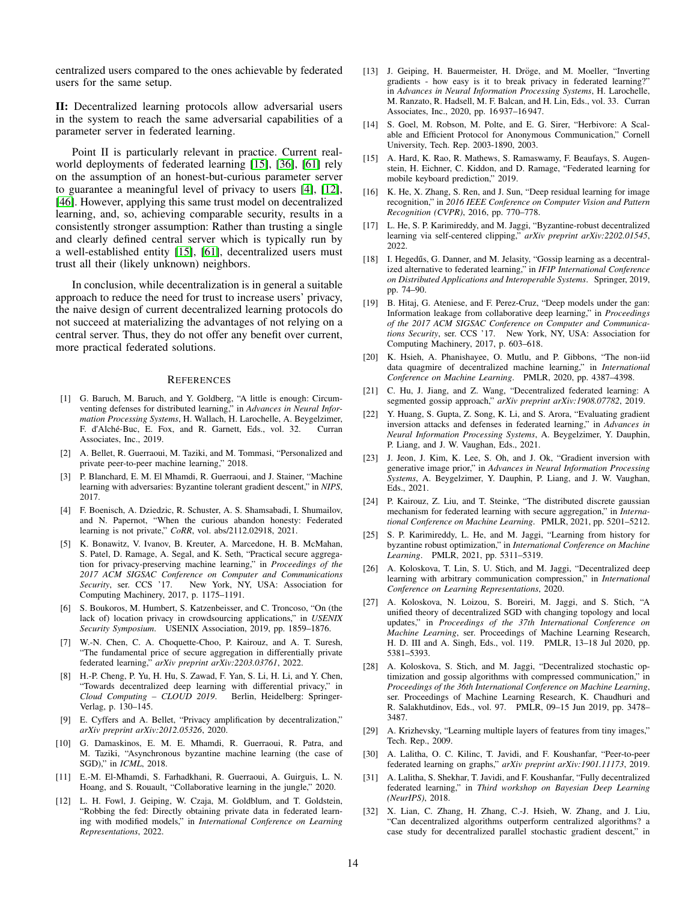centralized users compared to the ones achievable by federated users for the same setup.

**II:** Decentralized learning protocols allow adversarial users in the system to reach the same adversarial capabilities of a parameter server in federated learning.

Point II is particularly relevant in practice. Current real-world deployments of federated learning [15], [36], [61] rely on the assumption of an honest-but-curious parameter server to guarantee a meaningful level of privacy to users [4], [12], [46]. However, applying this same trust model on decentralized learning, and, so, achieving comparable security, results in a consistently stronger assumption: Rather than trusting a single and clearly defined central server which is typically run by a well-established entity [15], [61], decentralized users must trust all their (likely unknown) neighbors.

In conclusion, while decentralization is in general a suitable approach to reduce the need for trust to increase users' privacy, the naive design of current decentralized learning protocols do not succeed at materializing the advantages of not relying on a central server. Thus, they do not offer any benefit over current, more practical federated solutions.

## References

[1] G. Baruch, M. Baruch, and Y. Goldberg, "A little is enough: Circumventing defenses for distributed learning," in *Advances in Neural Information Processing Systems*, H. Wallach, H. Larochelle, A. Beygelzimer, F. d'Alché-Buc, E. Fox, and R. Garnett, Eds., vol. 32. Curran Associates, Inc., 2019.

[2] A. Bellet, R. Guerraoui, M. Taziki, and M. Tommasi, "Personalized and private peer-to-peer machine learning," 2018.

[3] P. Blanchard, E. M. El Mhamdi, R. Guerraoui, and J. Stainer, "Machine learning with adversaries: Byzantine tolerant gradient descent," in *NIPS*, 2017.

[4] F. Boenisch, A. Dziedzic, R. Schuster, A. S. Shamsabadi, I. Shumailov, and N. Papernot, "When the curious abandon honesty: Federated learning is not private," *CoRR*, vol. abs/2112.02918, 2021.

[5] K. Bonawitz, V. Ivanov, B. Kreuter, A. Marcedone, H. B. McMahan, S. Patel, D. Ramage, A. Segal, and K. Seth, "Practical secure aggregation for privacy-preserving machine learning," in *Proceedings of the 2017 ACM SIGSAC Conference on Computer and Communications Security*, ser. CCS '17. New York, NY, USA: Association for Computing Machinery, 2017, p. 1175–1191.

[6] S. Boukoros, M. Humbert, S. Katzenbeisser, and C. Troncoso, "On (the lack of) location privacy in crowdsourcing applications," in *USENIX Security Symposium*. USENIX Association, 2019, pp. 1859–1876.

[7] W.-N. Chen, C. A. Choquette-Choo, P. Kairouz, and A. T. Suresh, "The fundamental price of secure aggregation in differentially private federated learning," *arXiv preprint arXiv:2203.03761*, 2022.

[8] H.-P. Cheng, P. Yu, H. Hu, S. Zawad, F. Yan, S. Li, H. Li, and Y. Chen, "Towards decentralized deep learning with differential privacy," in *Cloud Computing – CLOUD 2019*. Berlin, Heidelberg: Springer-Verlag, p. 130–145.

[9] E. Cyffers and A. Bellet, "Privacy amplification by decentralization," *arXiv preprint arXiv:2012.05326*, 2020.

[10] G. Damaskinos, E. M. E. Mhamdi, R. Guerraoui, R. Patra, and M. Taziki, "Asynchronous byzantine machine learning (the case of SGD)," in *ICML*, 2018.

[11] E.-M. El-Mhamdi, S. Farhadkhani, R. Guerraoui, A. Guirguis, L. N. Hoang, and S. Rouault, "Collaborative learning in the jungle," 2020.

[12] L. H. Fowl, J. Geiping, W. Czaja, M. Goldblum, and T. Goldstein, "Robbing the fed: Directly obtaining private data in federated learning with modified models," in *International Conference on Learning Representations*, 2022.

[13] J. Geiping, H. Bauermeister, H. Dröge, and M. Moeller, "Inverting gradients - how easy is it to break privacy in federated learning?" in *Advances in Neural Information Processing Systems*, H. Larochelle, M. Ranzato, R. Hadsell, M. F. Balcan, and H. Lin, Eds., vol. 33. Curran Associates, Inc., 2020, pp. 16 937–16 947.

[14] S. Goel, M. Robson, M. Polte, and E. G. Sirer, "Herbivore: A Scalable and Efficient Protocol for Anonymous Communication," Cornell University, Tech. Rep. 2003-1890, 2003.

[15] A. Hard, K. Rao, R. Mathews, S. Ramaswamy, F. Beaufays, S. Augenstein, H. Eichner, C. Kiddon, and D. Ramage, "Federated learning for mobile keyboard prediction," 2019.

[16] K. He, X. Zhang, S. Ren, and J. Sun, "Deep residual learning for image recognition," in *2016 IEEE Conference on Computer Vision and Pattern Recognition (CVPR)*, 2016, pp. 770–778.

[17] L. He, S. P. Karimireddy, and M. Jaggi, "Byzantine-robust decentralized learning via self-centered clipping," *arXiv preprint arXiv:2202.01545*, 2022.

[18] I. Hegedűs, G. Danner, and M. Jelasity, "Gossip learning as a decentralized alternative to federated learning," in *IFIP International Conference on Distributed Applications and Interoperable Systems*. Springer, 2019, pp. 74–90.

[19] B. Hitaj, G. Ateniese, and F. Perez-Cruz, "Deep models under the gan: Information leakage from collaborative deep learning," in *Proceedings of the 2017 ACM SIGSAC Conference on Computer and Communications Security*, ser. CCS '17. New York, NY, USA: Association for Computing Machinery, 2017, p. 603–618.

[20] K. Hsieh, A. Phanishayee, O. Mutlu, and P. Gibbons, "The non-iid data quagmire of decentralized machine learning," in *International Conference on Machine Learning*. PMLR, 2020, pp. 4387–4398.

[21] C. Hu, J. Jiang, and Z. Wang, "Decentralized federated learning: A segmented gossip approach," *arXiv preprint arXiv:1908.07782*, 2019.

[22] Y. Huang, S. Gupta, Z. Song, K. Li, and S. Arora, "Evaluating gradient inversion attacks and defenses in federated learning," in *Advances in Neural Information Processing Systems*, A. Beygelzimer, Y. Dauphin, P. Liang, and J. W. Vaughan, Eds., 2021.

[23] J. Jeon, J. Kim, K. Lee, S. Oh, and J. Ok, "Gradient inversion with generative image prior," in *Advances in Neural Information Processing Systems*, A. Beygelzimer, Y. Dauphin, P. Liang, and J. W. Vaughan, Eds., 2021.

[24] P. Kairouz, Z. Liu, and T. Steinke, "The distributed discrete gaussian mechanism for federated learning with secure aggregation," in *International Conference on Machine Learning*. PMLR, 2021, pp. 5201–5212.

[25] S. P. Karimireddy, L. He, and M. Jaggi, "Learning from history for byzantine robust optimization," in *International Conference on Machine Learning*. PMLR, 2021, pp. 5311–5319.

[26] A. Koloskova, T. Lin, S. U. Stich, and M. Jaggi, "Decentralized deep learning with arbitrary communication compression," in *International Conference on Learning Representations*, 2020.

[27] A. Koloskova, N. Loizou, S. Boreiri, M. Jaggi, and S. Stich, "A unified theory of decentralized SGD with changing topology and local updates," in *Proceedings of the 37th International Conference on Machine Learning*, ser. Proceedings of Machine Learning Research, H. D. III and A. Singh, Eds., vol. 119. PMLR, 13–18 Jul 2020, pp. 5381–5393.

[28] A. Koloskova, S. Stich, and M. Jaggi, "Decentralized stochastic optimization and gossip algorithms with compressed communication," in *Proceedings of the 36th International Conference on Machine Learning*, ser. Proceedings of Machine Learning Research, K. Chaudhuri and R. Salakhutdinov, Eds., vol. 97. PMLR, 09–15 Jun 2019, pp. 3478–3487.

[29] A. Krizhevsky, "Learning multiple layers of features from tiny images," Tech. Rep., 2009.

[30] A. Lalitha, O. C. Kilinc, T. Javidi, and F. Koushanfar, "Peer-to-peer federated learning on graphs," *arXiv preprint arXiv:1901.11173*, 2019.

[31] A. Lalitha, S. Shekhar, T. Javidi, and F. Koushanfar, "Fully decentralized federated learning," in *Third workshop on Bayesian Deep Learning (NeurIPS)*, 2018.

[32] X. Lian, C. Zhang, H. Zhang, C.-J. Hsieh, W. Zhang, and J. Liu, "Can decentralized algorithms outperform centralized algorithms? a case study for decentralized parallel stochastic gradient descent," in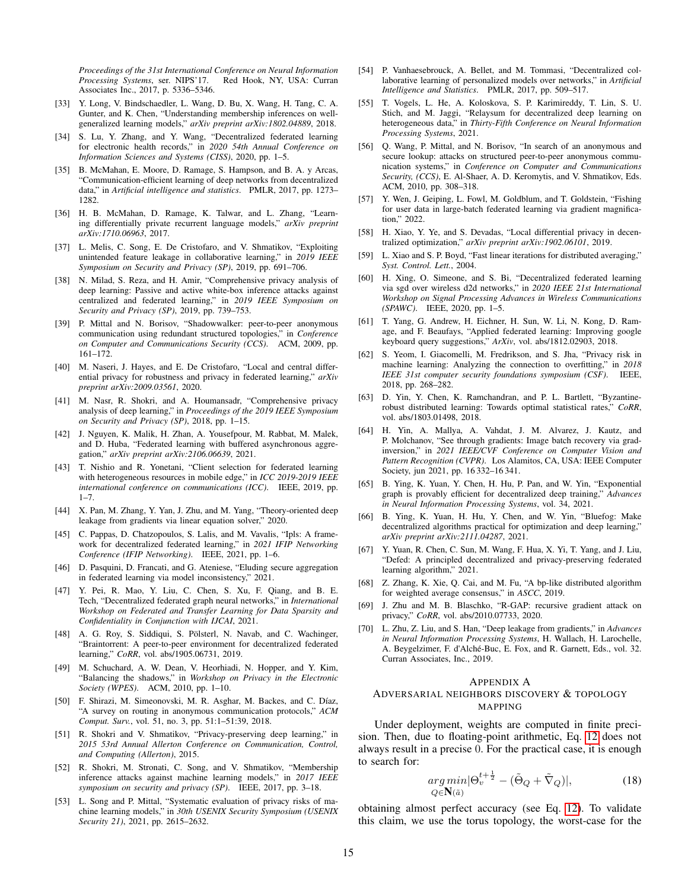*Proceedings of the 31st International Conference on Neural Information Processing Systems*, ser. NIPS'17. Red Hook, NY, USA: Curran Associates Inc., 2017, p. 5336–5346.

[33] Y. Long, V. Bindschaedler, L. Wang, D. Bu, X. Wang, H. Tang, C. A. Gunter, and K. Chen, "Understanding membership inferences on well-generalized learning models," *arXiv preprint arXiv:1802.04889*, 2018.

[34] S. Lu, Y. Zhang, and Y. Wang, "Decentralized federated learning for electronic health records," in *2020 54th Annual Conference on Information Sciences and Systems (CISS)*, 2020, pp. 1–5.

[35] B. McMahan, E. Moore, D. Ramage, S. Hampson, and B. A. y Arcas, "Communication-efficient learning of deep networks from decentralized data," in *Artificial intelligence and statistics*. PMLR, 2017, pp. 1273–1282.

[36] H. B. McMahan, D. Ramage, K. Talwar, and L. Zhang, "Learning differentially private recurrent language models," *arXiv preprint arXiv:1710.06963*, 2017.

[37] L. Melis, C. Song, E. De Cristofaro, and V. Shmatikov, "Exploiting unintended feature leakage in collaborative learning," in *2019 IEEE Symposium on Security and Privacy (SP)*, 2019, pp. 691–706.

[38] N. Milad, S. Reza, and H. Amir, "Comprehensive privacy analysis of deep learning: Passive and active white-box inference attacks against centralized and federated learning," in *2019 IEEE Symposium on Security and Privacy (SP)*, 2019, pp. 739–753.

[39] P. Mittal and N. Borisov, "Shadowwalker: peer-to-peer anonymous communication using redundant structured topologies," in *Conference on Computer and Communications Security (CCS)*. ACM, 2009, pp. 161–172.

[40] M. Naseri, J. Hayes, and E. De Cristofaro, "Local and central differential privacy for robustness and privacy in federated learning," *arXiv preprint arXiv:2009.03561*, 2020.

[41] M. Nasr, R. Shokri, and A. Houmansadr, "Comprehensive privacy analysis of deep learning," in *Proceedings of the 2019 IEEE Symposium on Security and Privacy (SP)*, 2018, pp. 1–15.

[42] J. Nguyen, K. Malik, H. Zhan, A. Yousefpour, M. Rabbat, M. Malek, and D. Huba, "Federated learning with buffered asynchronous aggregation," *arXiv preprint arXiv:2106.06639*, 2021.

[43] T. Nishio and R. Yonetani, "Client selection for federated learning with heterogeneous resources in mobile edge," in *ICC 2019-2019 IEEE international conference on communications (ICC)*. IEEE, 2019, pp. 1–7.

[44] X. Pan, M. Zhang, Y. Yan, J. Zhu, and M. Yang, "Theory-oriented deep leakage from gradients via linear equation solver," 2020.

[45] C. Pappas, D. Chatzopoulos, S. Lalis, and M. Vavalis, "Ipls: A framework for decentralized federated learning," in *2021 IFIP Networking Conference (IFIP Networking)*. IEEE, 2021, pp. 1–6.

[46] D. Pasquini, D. Francati, and G. Ateniese, "Eluding secure aggregation in federated learning via model inconsistency," 2021.

[47] Y. Pei, R. Mao, Y. Liu, C. Chen, S. Xu, F. Qiang, and B. E. Tech, "Decentralized federated graph neural networks," in *International Workshop on Federated and Transfer Learning for Data Sparsity and Confidentiality in Conjunction with IJCAI*, 2021.

[48] A. G. Roy, S. Siddiqui, S. Pölsterl, N. Navab, and C. Wachinger, "Braintorrent: A peer-to-peer environment for decentralized federated learning," *CoRR*, vol. abs/1905.06731, 2019.

[49] M. Schuchard, A. W. Dean, V. Heorhiadi, N. Hopper, and Y. Kim, "Balancing the shadows," in *Workshop on Privacy in the Electronic Society (WPES)*. ACM, 2010, pp. 1–10.

[50] F. Shirazi, M. Simeonovski, M. R. Asghar, M. Backes, and C. Díaz, "A survey on routing in anonymous communication protocols," *ACM Comput. Surv.*, vol. 51, no. 3, pp. 51:1–51:39, 2018.

[51] R. Shokri and V. Shmatikov, "Privacy-preserving deep learning," in *2015 53rd Annual Allerton Conference on Communication, Control, and Computing (Allerton)*, 2015.

[52] R. Shokri, M. Stronati, C. Song, and V. Shmatikov, "Membership inference attacks against machine learning models," in *2017 IEEE symposium on security and privacy (SP)*. IEEE, 2017, pp. 3–18.

[53] L. Song and P. Mittal, "Systematic evaluation of privacy risks of machine learning models," in *30th USENIX Security Symposium (USENIX Security 21)*, 2021, pp. 2615–2632.

[54] P. Vanhaesebrouck, A. Bellet, and M. Tommasi, "Decentralized collaborative learning of personalized models over networks," in *Artificial Intelligence and Statistics*. PMLR, 2017, pp. 509–517.

[55] T. Vogels, L. He, A. Koloskova, S. P. Karimireddy, T. Lin, S. U. Stich, and M. Jaggi, "Relaysum for decentralized deep learning on heterogeneous data," in *Thirty-Fifth Conference on Neural Information Processing Systems*, 2021.

[56] Q. Wang, P. Mittal, and N. Borisov, "In search of an anonymous and secure lookup: attacks on structured peer-to-peer anonymous communication systems," in *Conference on Computer and Communications Security, (CCS)*, E. Al-Shaer, A. D. Keromytis, and V. Shmatikov, Eds. ACM, 2010, pp. 308–318.

[57] Y. Wen, J. Geiping, L. Fowl, M. Goldblum, and T. Goldstein, "Fishing for user data in large-batch federated learning via gradient magnification," 2022.

[58] H. Xiao, Y. Ye, and S. Devadas, "Local differential privacy in decentralized optimization," *arXiv preprint arXiv:1902.06101*, 2019.

[59] L. Xiao and S. P. Boyd, "Fast linear iterations for distributed averaging," *Syst. Control. Lett.*, 2004.

[60] H. Xing, O. Simeone, and S. Bi, "Decentralized federated learning via sgd over wireless d2d networks," in *2020 IEEE 21st International Workshop on Signal Processing Advances in Wireless Communications (SPAWC)*. IEEE, 2020, pp. 1–5.

[61] T. Yang, G. Andrew, H. Eichner, H. Sun, W. Li, N. Kong, D. Ramage, and F. Beaufays, "Applied federated learning: Improving google keyboard query suggestions," *ArXiv*, vol. abs/1812.02903, 2018.

[62] S. Yeom, I. Giacomelli, M. Fredrikson, and S. Jha, "Privacy risk in machine learning: Analyzing the connection to overfitting," in *2018 IEEE 31st computer security foundations symposium (CSF)*. IEEE, 2018, pp. 268–282.

[63] D. Yin, Y. Chen, K. Ramchandran, and P. L. Bartlett, "Byzantine-robust distributed learning: Towards optimal statistical rates," *CoRR*, vol. abs/1803.01498, 2018.

[64] H. Yin, A. Mallya, A. Vahdat, J. M. Alvarez, J. Kautz, and P. Molchanov, "See through gradients: Image batch recovery via gradinversion," in *2021 IEEE/CVF Conference on Computer Vision and Pattern Recognition (CVPR)*. Los Alamitos, CA, USA: IEEE Computer Society, jun 2021, pp. 16 332–16 341.

[65] B. Ying, K. Yuan, Y. Chen, H. Hu, P. Pan, and W. Yin, "Exponential graph is provably efficient for decentralized deep training," *Advances in Neural Information Processing Systems*, vol. 34, 2021.

[66] B. Ying, K. Yuan, H. Hu, Y. Chen, and W. Yin, "Bluefog: Make decentralized algorithms practical for optimization and deep learning," *arXiv preprint arXiv:2111.04287*, 2021.

[67] Y. Yuan, R. Chen, C. Sun, M. Wang, F. Hua, X. Yi, T. Yang, and J. Liu, "Defed: A principled decentralized and privacy-preserving federated learning algorithm," 2021.

[68] Z. Zhang, K. Xie, Q. Cai, and M. Fu, "A bp-like distributed algorithm for weighted average consensus," in *ASCC*, 2019.

[69] J. Zhu and M. B. Blaschko, "R-GAP: recursive gradient attack on privacy," *CoRR*, vol. abs/2010.07733, 2020.

[70] L. Zhu, Z. Liu, and S. Han, "Deep leakage from gradients," in *Advances in Neural Information Processing Systems*, H. Wallach, H. Larochelle, A. Beygelzimer, F. d'Alché-Buc, E. Fox, and R. Garnett, Eds., vol. 32. Curran Associates, Inc., 2019.

## Appendix A
## Adversarial neighbors discovery & topology mapping

Under deployment, weights are computed in finite precision. Then, due to floating-point arithmetic, Eq. 12 does not always result in a precise 0. For the practical case, it is enough to search for:

$$\underset{Q \in \mathbf{N}(\tilde{a})}{arg\,min} |\Theta_v^{t+\frac{1}{2}} - (\tilde{\Theta}_Q + \tilde{\nabla}_Q)|, \tag{18}$$

obtaining almost perfect accuracy (see Eq. 12). To validate this claim, we use the torus topology, the worst-case for the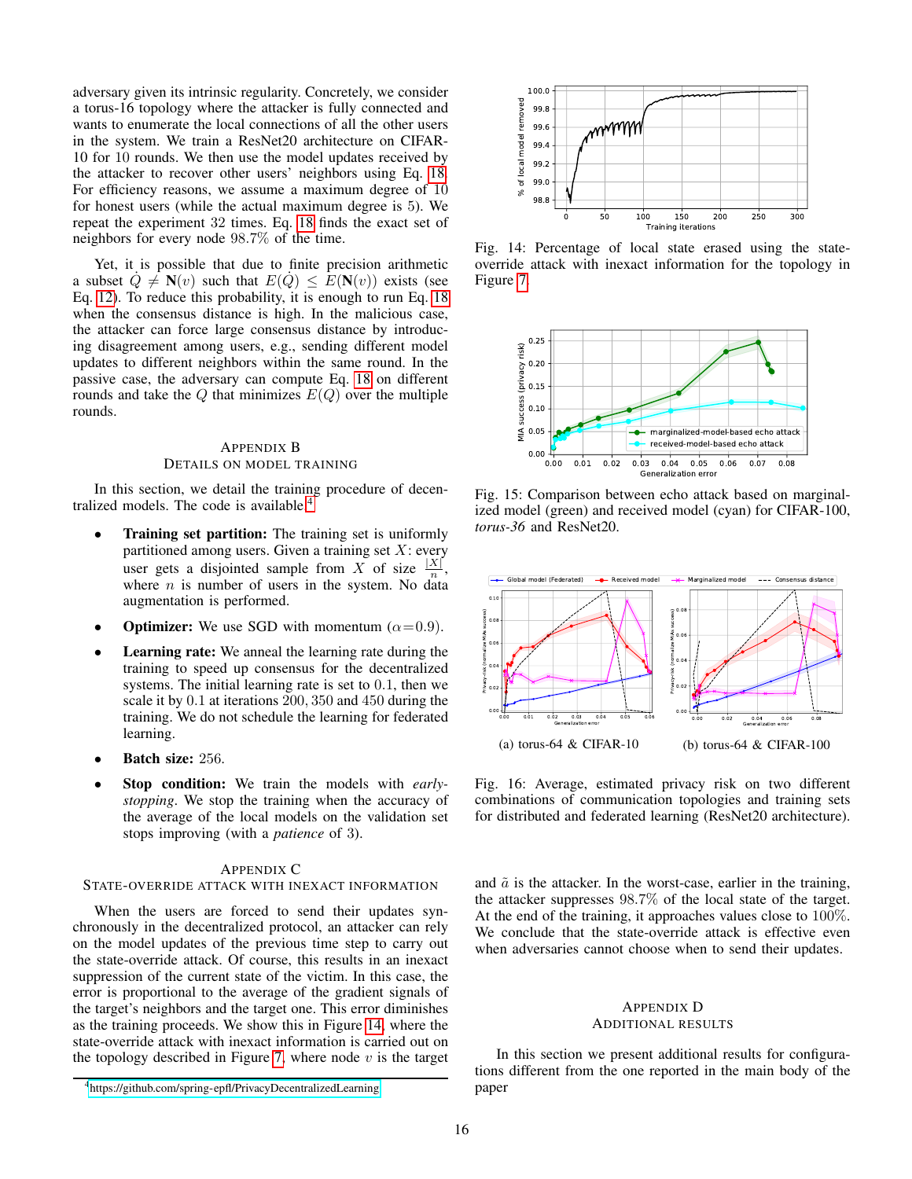adversary given its intrinsic regularity. Concretely, we consider a torus-16 topology where the attacker is fully connected and wants to enumerate the local connections of all the other users in the system. We train a ResNet20 architecture on CIFAR-10 for 10 rounds. We then use the model updates received by the attacker to recover other users' neighbors using Eq. 18. For efficiency reasons, we assume a maximum degree of 10 for honest users (while the actual maximum degree is 5). We repeat the experiment 32 times. Eq. 18 finds the exact set of neighbors for every node 98.7% of the time.

Yet, it is possible that due to finite precision arithmetic a subset $\dot{Q} \neq \mathbf{N}(v)$ such that $E(\dot{Q}) \leq E(\mathbf{N}(v))$ exists (see Eq. 12). To reduce this probability, it is enough to run Eq. 18 when the consensus distance is high. In the malicious case, the attacker can force large consensus distance by introducing disagreement among users, e.g., sending different model updates to different neighbors within the same round. In the passive case, the adversary can compute Eq. 18 on different rounds and take the $Q$ that minimizes $E(Q)$ over the multiple rounds.

## Appendix B
## Details on Model Training

In this section, we detail the training procedure of decentralized models. The code is available[4].

- **Training set partition:** The training set is uniformly partitioned among users. Given a training set $X$: every user gets a disjointed sample from $X$ of size $\frac{|X|}{n}$, where $n$ is number of users in the system. No data augmentation is performed.
- **Optimizer:** We use SGD with momentum ($\alpha$=0.9).
- **Learning rate:** We anneal the learning rate during the training to speed up consensus for the decentralized systems. The initial learning rate is set to 0.1, then we scale it by 0.1 at iterations 200, 350 and 450 during the training. We do not schedule the learning for federated learning.
- **Batch size:** 256.
- **Stop condition:** We train the models with *early-stopping*. We stop the training when the accuracy of the average of the local models on the validation set stops improving (with a *patience* of 3).

## Appendix C
## State-override Attack with Inexact Information

When the users are forced to send their updates synchronously in the decentralized protocol, an attacker can rely on the model updates of the previous time step to carry out the state-override attack. Of course, this results in an inexact suppression of the current state of the victim. In this case, the error is proportional to the average of the gradient signals of the target's neighbors and the target one. This error diminishes as the training proceeds. We show this in Figure 14, where the state-override attack with inexact information is carried out on the topology described in Figure 7, where node $v$ is the target and $\tilde{a}$ is the attacker. In the worst-case, earlier in the training, the attacker suppresses 98.7% of the local state of the target. At the end of the training, it approaches values close to 100%. We conclude that the state-override attack is effective even when adversaries cannot choose when to send their updates.

[4] https://github.com/spring-epfl/PrivacyDecentralizedLearning

Fig. 14: Percentage of local state erased using the state-override attack with inexact information for the topology in Figure 7.

Fig. 15: Comparison between echo attack based on marginalized model (green) and received model (cyan) for CIFAR-100, *torus-36* and ResNet20.

(a) torus-64 & CIFAR-10

(b) torus-64 & CIFAR-100

Fig. 16: Average, estimated privacy risk on two different combinations of communication topologies and training sets for distributed and federated learning (ResNet20 architecture).

## Appendix D
## Additional Results

In this section we present additional results for configurations different from the one reported in the main body of the paper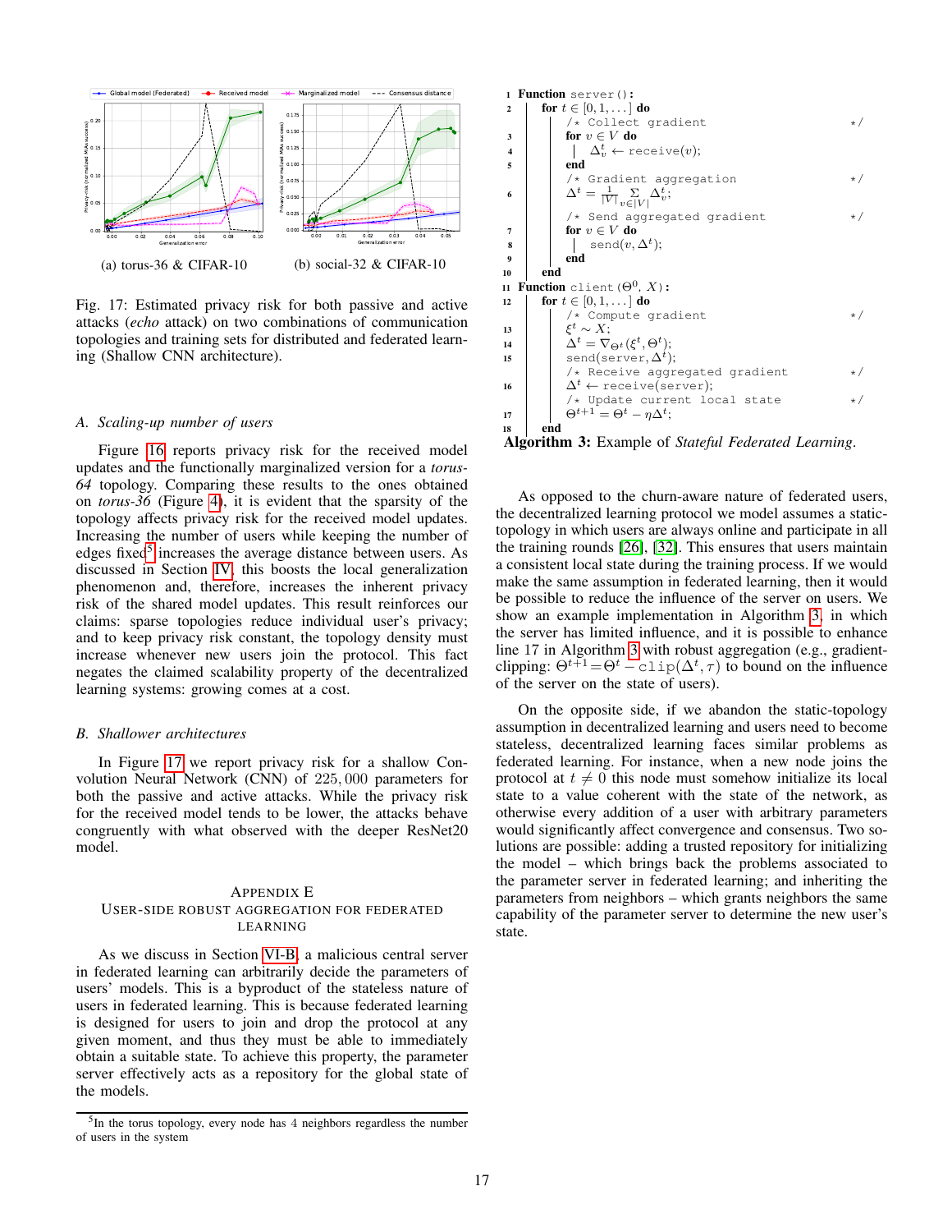Global model (Federated) — Received model — Marginalized model — Consensus distance

Privacy risk (normalized MIA success)

Generalization error

0.00 0.02 0.04 0.06 0.08 0.10

0.00 0.05 0.10 0.15 0.20

(a) torus-36 & CIFAR-10

0.000 0.025 0.050 0.075 0.100 0.125 0.150 0.175

0.00 0.01 0.02 0.03 0.04 0.05

(b) social-32 & CIFAR-10

Fig. 17: Estimated privacy risk for both passive and active attacks (*echo* attack) on two combinations of communication topologies and training sets for distributed and federated learning (Shallow CNN architecture).

### A. Scaling-up number of users

Figure 16 reports privacy risk for the received model updates and the functionally marginalized version for a *torus-64* topology. Comparing these results to the ones obtained on *torus-36* (Figure 4), it is evident that the sparsity of the topology affects privacy risk for the received model updates. Increasing the number of users while keeping the number of edges fixed[5] increases the average distance between users. As discussed in Section IV, this boosts the local generalization phenomenon and, therefore, increases the inherent privacy risk of the shared model updates. This result reinforces our claims: sparse topologies reduce individual user's privacy; and to keep privacy risk constant, the topology density must increase whenever new users join the protocol. This fact negates the claimed scalability property of the decentralized learning systems: growing comes at a cost.

### B. Shallower architectures

In Figure 17 we report privacy risk for a shallow Convolution Neural Network (CNN) of 225,000 parameters for both the passive and active attacks. While the privacy risk for the received model tends to be lower, the attacks behave congruently with what observed with the deeper ResNet20 model.

## Appendix E
## User-side Robust Aggregation for Federated Learning

As we discuss in Section VI-B, a malicious central server in federated learning can arbitrarily decide the parameters of users' models. This is a byproduct of the stateless nature of users in federated learning. This is because federated learning is designed for users to join and drop the protocol at any given moment, and thus they must be able to immediately obtain a suitable state. To achieve this property, the parameter server effectively acts as a repository for the global state of the models.

[5] In the torus topology, every node has 4 neighbors regardless the number of users in the system

```
1  Function server():
2    for t ∈ [0,1,...] do
         /* Collect gradient */
3      for v ∈ V do
4        Δ_v^t ← receive(v);
5      end
         /* Gradient aggregation */
6      Δ^t = 1/|V| Σ_{v∈|V|} Δ_v^t;
         /* Send aggregated gradient */
7      for v ∈ V do
8        send(v, Δ^t);
9      end
10   end
11 Function client(Θ^0, X):
12   for t ∈ [0,1,...] do
         /* Compute gradient */
13     ξ^t ~ X;
14     Δ^t = ∇_{Θ^t}(ξ^t, Θ^t);
15     send(server, Δ^t);
         /* Receive aggregated gradient */
16     Δ^t ← receive(server);
         /* Update current local state */
17     Θ^{t+1} = Θ^t − ηΔ^t;
18   end
```

**Algorithm 3:** Example of *Stateful Federated Learning*.

As opposed to the churn-aware nature of federated users, the decentralized learning protocol we model assumes a static-topology in which users are always online and participate in all the training rounds [26], [32]. This ensures that users maintain a consistent local state during the training process. If we would make the same assumption in federated learning, then it would be possible to reduce the influence of the server on users. We show an example implementation in Algorithm 3, in which the server has limited influence, and it is possible to enhance line 17 in Algorithm 3 with robust aggregation (e.g., gradient-clipping: $\Theta^{t+1} = \Theta^t - \texttt{clip}(\Delta^t, \tau)$ to bound on the influence of the server on the state of users).

On the opposite side, if we abandon the static-topology assumption in decentralized learning and users need to become stateless, decentralized learning faces similar problems as federated learning. For instance, when a new node joins the protocol at $t \neq 0$ this node must somehow initialize its local state to a value coherent with the state of the network, as otherwise every addition of a user with arbitrary parameters would significantly affect convergence and consensus. Two solutions are possible: adding a trusted repository for initializing the model – which brings back the problems associated to the parameter server in federated learning; and inheriting the parameters from neighbors – which grants neighbors the same capability of the parameter server to determine the new user's state.